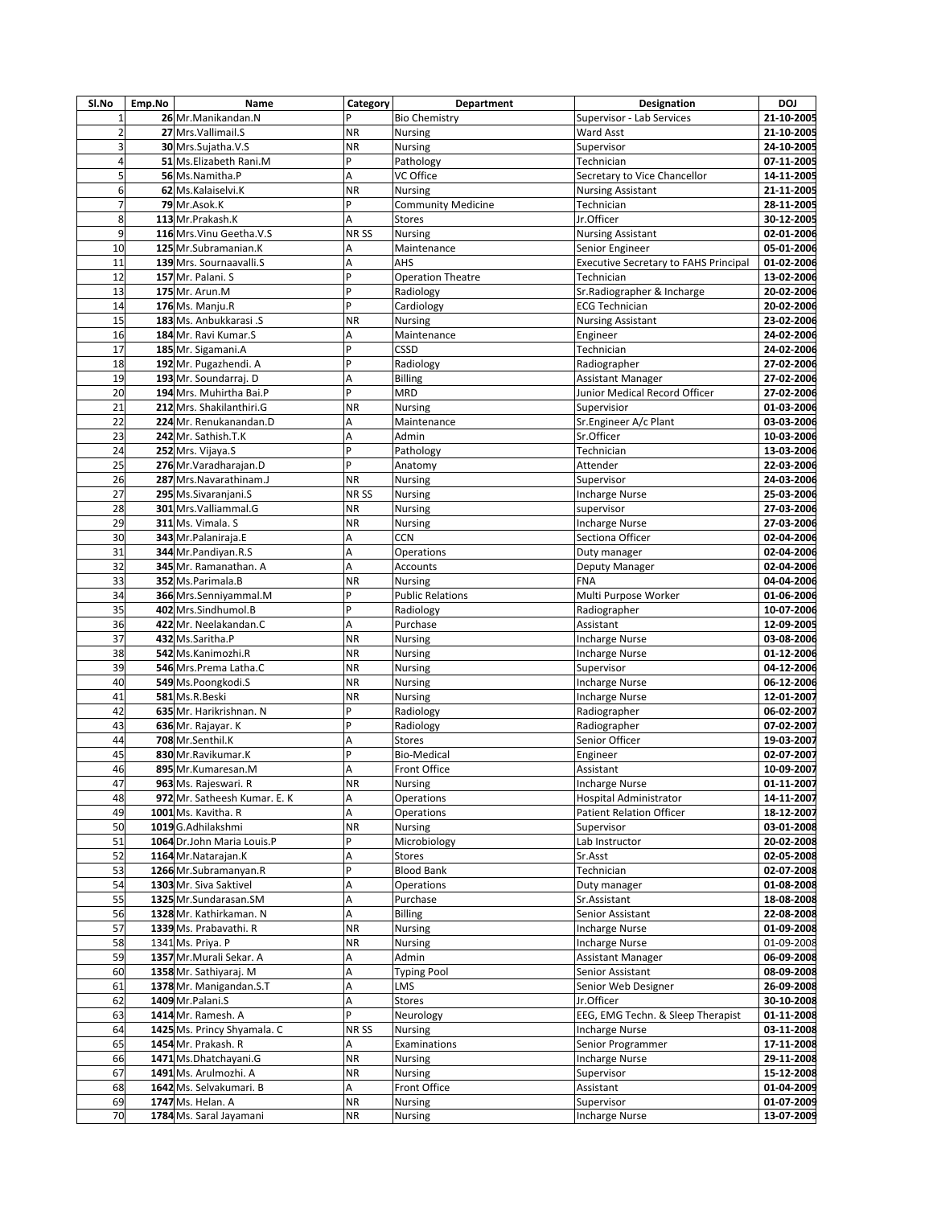| Sl.No | Emp.No | Name | Category | Department | Designation | DOJ |
|---|---|---|---|---|---|---|
| 1 | 26 | Mr.Manikandan.N | P | Bio Chemistry | Supervisor - Lab Services | 21-10-2005 |
| 2 | 27 | Mrs.Vallimail.S | NR | Nursing | Ward Asst | 21-10-2005 |
| 3 | 30 | Mrs.Sujatha.V.S | NR | Nursing | Supervisor | 24-10-2005 |
| 4 | 51 | Ms.Elizabeth Rani.M | P | Pathology | Technician | 07-11-2005 |
| 5 | 56 | Ms.Namitha.P | A | VC Office | Secretary to Vice Chancellor | 14-11-2005 |
| 6 | 62 | Ms.Kalaiselvi.K | NR | Nursing | Nursing Assistant | 21-11-2005 |
| 7 | 79 | Mr.Asok.K | P | Community Medicine | Technician | 28-11-2005 |
| 8 | 113 | Mr.Prakash.K | A | Stores | Jr.Officer | 30-12-2005 |
| 9 | 116 | Mrs.Vinu Geetha.V.S | NR SS | Nursing | Nursing Assistant | 02-01-2006 |
| 10 | 125 | Mr.Subramanian.K | A | Maintenance | Senior Engineer | 05-01-2006 |
| 11 | 139 | Mrs. Sournaavalli.S | A | AHS | Executive Secretary to FAHS Principal | 01-02-2006 |
| 12 | 157 | Mr. Palani. S | P | Operation Theatre | Technician | 13-02-2006 |
| 13 | 175 | Mr. Arun.M | P | Radiology | Sr.Radiographer & Incharge | 20-02-2006 |
| 14 | 176 | Ms. Manju.R | P | Cardiology | ECG Technician | 20-02-2006 |
| 15 | 183 | Ms. Anbukkarasi .S | NR | Nursing | Nursing Assistant | 23-02-2006 |
| 16 | 184 | Mr. Ravi Kumar.S | A | Maintenance | Engineer | 24-02-2006 |
| 17 | 185 | Mr. Sigamani.A | P | CSSD | Technician | 24-02-2006 |
| 18 | 192 | Mr. Pugazhendi. A | P | Radiology | Radiographer | 27-02-2006 |
| 19 | 193 | Mr. Soundarraj. D | A | Billing | Assistant Manager | 27-02-2006 |
| 20 | 194 | Mrs. Muhirtha Bai.P | P | MRD | Junior Medical Record Officer | 27-02-2006 |
| 21 | 212 | Mrs. Shakilanthiri.G | NR | Nursing | Supervisior | 01-03-2006 |
| 22 | 224 | Mr. Renukanandan.D | A | Maintenance | Sr.Engineer A/c Plant | 03-03-2006 |
| 23 | 242 | Mr. Sathish.T.K | A | Admin | Sr.Officer | 10-03-2006 |
| 24 | 252 | Mrs. Vijaya.S | P | Pathology | Technician | 13-03-2006 |
| 25 | 276 | Mr.Varadharajan.D | P | Anatomy | Attender | 22-03-2006 |
| 26 | 287 | Mrs.Navarathinam.J | NR | Nursing | Supervisor | 24-03-2006 |
| 27 | 295 | Ms.Sivaranjani.S | NR SS | Nursing | Incharge Nurse | 25-03-2006 |
| 28 | 301 | Mrs.Valliammal.G | NR | Nursing | supervisor | 27-03-2006 |
| 29 | 311 | Ms. Vimala. S | NR | Nursing | Incharge Nurse | 27-03-2006 |
| 30 | 343 | Mr.Palaniraja.E | A | CCN | Sectiona Officer | 02-04-2006 |
| 31 | 344 | Mr.Pandiyan.R.S | A | Operations | Duty manager | 02-04-2006 |
| 32 | 345 | Mr. Ramanathan. A | A | Accounts | Deputy Manager | 02-04-2006 |
| 33 | 352 | Ms.Parimala.B | NR | Nursing | FNA | 04-04-2006 |
| 34 | 366 | Mrs.Senniyammal.M | P | Public Relations | Multi Purpose Worker | 01-06-2006 |
| 35 | 402 | Mrs.Sindhumol.B | P | Radiology | Radiographer | 10-07-2006 |
| 36 | 422 | Mr. Neelakandan.C | A | Purchase | Assistant | 12-09-2005 |
| 37 | 432 | Ms.Saritha.P | NR | Nursing | Incharge Nurse | 03-08-2006 |
| 38 | 542 | Ms.Kanimozhi.R | NR | Nursing | Incharge Nurse | 01-12-2006 |
| 39 | 546 | Mrs.Prema Latha.C | NR | Nursing | Supervisor | 04-12-2006 |
| 40 | 549 | Ms.Poongkodi.S | NR | Nursing | Incharge Nurse | 06-12-2006 |
| 41 | 581 | Ms.R.Beski | NR | Nursing | Incharge Nurse | 12-01-2007 |
| 42 | 635 | Mr. Harikrishnan. N | P | Radiology | Radiographer | 06-02-2007 |
| 43 | 636 | Mr. Rajayar. K | P | Radiology | Radiographer | 07-02-2007 |
| 44 | 708 | Mr.Senthil.K | A | Stores | Senior Officer | 19-03-2007 |
| 45 | 830 | Mr.Ravikumar.K | P | Bio-Medical | Engineer | 02-07-2007 |
| 46 | 895 | Mr.Kumaresan.M | A | Front Office | Assistant | 10-09-2007 |
| 47 | 963 | Ms. Rajeswari. R | NR | Nursing | Incharge Nurse | 01-11-2007 |
| 48 | 972 | Mr. Satheesh Kumar. E. K | A | Operations | Hospital Administrator | 14-11-2007 |
| 49 | 1001 | Ms. Kavitha. R | A | Operations | Patient Relation Officer | 18-12-2007 |
| 50 | 1019 | G.Adhilakshmi | NR | Nursing | Supervisor | 03-01-2008 |
| 51 | 1064 | Dr.John Maria Louis.P | P | Microbiology | Lab Instructor | 20-02-2008 |
| 52 | 1164 | Mr.Natarajan.K | A | Stores | Sr.Asst | 02-05-2008 |
| 53 | 1266 | Mr.Subramanyan.R | P | Blood Bank | Technician | 02-07-2008 |
| 54 | 1303 | Mr. Siva Saktivel | A | Operations | Duty manager | 01-08-2008 |
| 55 | 1325 | Mr.Sundarasan.SM | A | Purchase | Sr.Assistant | 18-08-2008 |
| 56 | 1328 | Mr. Kathirkaman. N | A | Billing | Senior Assistant | 22-08-2008 |
| 57 | 1339 | Ms. Prabavathi. R | NR | Nursing | Incharge Nurse | 01-09-2008 |
| 58 | 1341 | Ms. Priya. P | NR | Nursing | Incharge Nurse | 01-09-2008 |
| 59 | 1357 | Mr.Murali Sekar. A | A | Admin | Assistant Manager | 06-09-2008 |
| 60 | 1358 | Mr. Sathiyaraj. M | A | Typing Pool | Senior Assistant | 08-09-2008 |
| 61 | 1378 | Mr. Manigandan.S.T | A | LMS | Senior Web Designer | 26-09-2008 |
| 62 | 1409 | Mr.Palani.S | A | Stores | Jr.Officer | 30-10-2008 |
| 63 | 1414 | Mr. Ramesh. A | P | Neurology | EEG, EMG Techn. & Sleep Therapist | 01-11-2008 |
| 64 | 1425 | Ms. Princy Shyamala. C | NR SS | Nursing | Incharge Nurse | 03-11-2008 |
| 65 | 1454 | Mr. Prakash. R | A | Examinations | Senior Programmer | 17-11-2008 |
| 66 | 1471 | Ms.Dhatchayani.G | NR | Nursing | Incharge Nurse | 29-11-2008 |
| 67 | 1491 | Ms. Arulmozhi. A | NR | Nursing | Supervisor | 15-12-2008 |
| 68 | 1642 | Ms. Selvakumari. B | A | Front Office | Assistant | 01-04-2009 |
| 69 | 1747 | Ms. Helan. A | NR | Nursing | Supervisor | 01-07-2009 |
| 70 | 1784 | Ms. Saral Jayamani | NR | Nursing | Incharge Nurse | 13-07-2009 |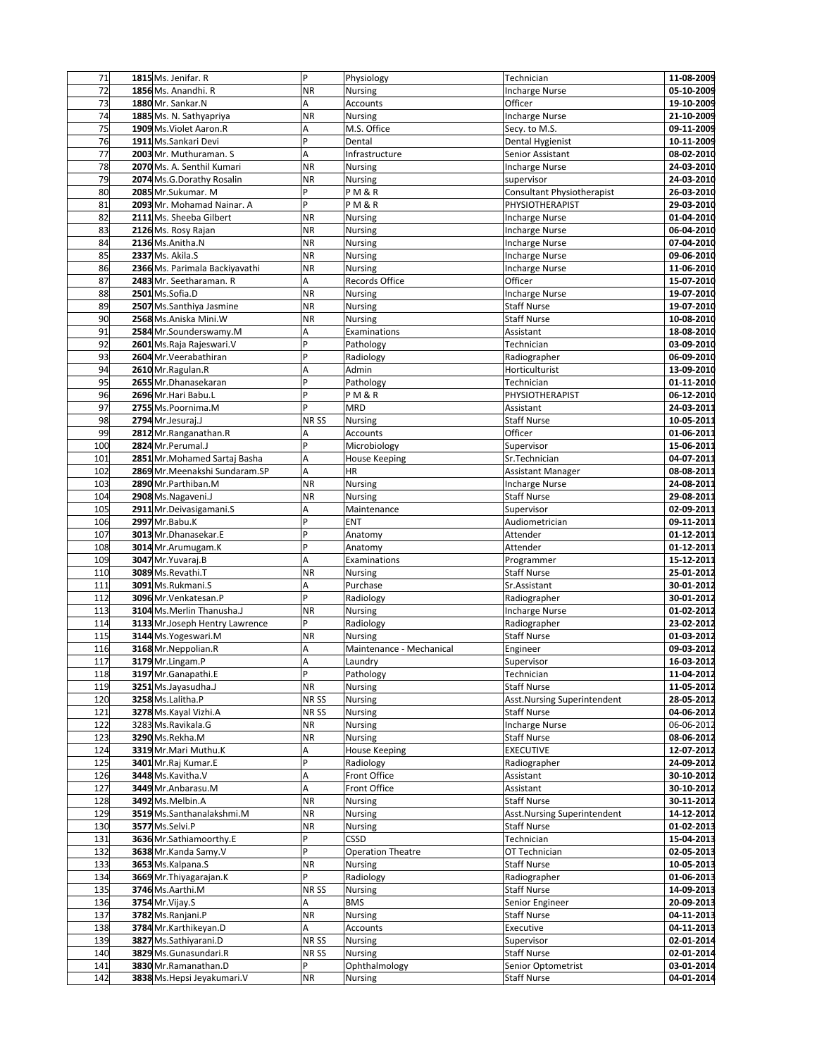| | | | | | |
|---|---|---|---|---|---|
| 71 | 1815 Ms. Jenifer. R | P | Physiology | Technician | 11-08-2009 |
| 72 | 1856 Ms. Anandhi. R | NR | Nursing | Incharge Nurse | 05-10-2009 |
| 73 | 1880 Mr. Sankar.N | A | Accounts | Officer | 19-10-2009 |
| 74 | 1885 Ms. N. Sathyapriya | NR | Nursing | Incharge Nurse | 21-10-2009 |
| 75 | 1909 Ms.Violet Aaron.R | A | M.S. Office | Secy. to M.S. | 09-11-2009 |
| 76 | 1911 Ms.Sankari Devi | P | Dental | Dental Hygienist | 10-11-2009 |
| 77 | 2003 Mr. Muthuraman. S | A | Infrastructure | Senior Assistant | 08-02-2010 |
| 78 | 2070 Ms. A. Senthil Kumari | NR | Nursing | Incharge Nurse | 24-03-2010 |
| 79 | 2074 Ms.G.Dorathy Rosalin | NR | Nursing | supervisor | 24-03-2010 |
| 80 | 2085 Mr.Sukumar. M | P | P M & R | Consultant Physiotherapist | 26-03-2010 |
| 81 | 2093 Mr. Mohamad Nainar. A | P | P M & R | PHYSIOTHERAPIST | 29-03-2010 |
| 82 | 2111 Ms. Sheeba Gilbert | NR | Nursing | Incharge Nurse | 01-04-2010 |
| 83 | 2126 Ms. Rosy Rajan | NR | Nursing | Incharge Nurse | 06-04-2010 |
| 84 | 2136 Ms.Anitha.N | NR | Nursing | Incharge Nurse | 07-04-2010 |
| 85 | 2337 Ms. Akila.S | NR | Nursing | Incharge Nurse | 09-06-2010 |
| 86 | 2366 Ms. Parimala Backiyavathi | NR | Nursing | Incharge Nurse | 11-06-2010 |
| 87 | 2483 Mr. Seetharaman. R | A | Records Office | Officer | 15-07-2010 |
| 88 | 2501 Ms.Sofia.D | NR | Nursing | Incharge Nurse | 19-07-2010 |
| 89 | 2507 Ms.Santhiya Jasmine | NR | Nursing | Staff Nurse | 19-07-2010 |
| 90 | 2568 Ms.Aniska Mini.W | NR | Nursing | Staff Nurse | 10-08-2010 |
| 91 | 2584 Mr.Sounderswamy.M | A | Examinations | Assistant | 18-08-2010 |
| 92 | 2601 Ms.Raja Rajeswari.V | P | Pathology | Technician | 03-09-2010 |
| 93 | 2604 Mr.Veerabathiran | P | Radiology | Radiographer | 06-09-2010 |
| 94 | 2610 Mr.Ragulan.R | A | Admin | Horticulturist | 13-09-2010 |
| 95 | 2655 Mr.Dhanasekaran | P | Pathology | Technician | 01-11-2010 |
| 96 | 2696 Mr.Hari Babu.L | P | P M & R | PHYSIOTHERAPIST | 06-12-2010 |
| 97 | 2755 Ms.Poornima.M | P | MRD | Assistant | 24-03-2011 |
| 98 | 2794 Mr.Jesuraj.J | NR SS | Nursing | Staff Nurse | 10-05-2011 |
| 99 | 2812 Mr.Ranganathan.R | A | Accounts | Officer | 01-06-2011 |
| 100 | 2824 Mr.Perumal.J | P | Microbiology | Supervisor | 15-06-2011 |
| 101 | 2851 Mr.Mohamed Sartaj Basha | A | House Keeping | Sr.Technician | 04-07-2011 |
| 102 | 2869 Mr.Meenakshi Sundaram.SP | A | HR | Assistant Manager | 08-08-2011 |
| 103 | 2890 Mr.Parthiban.M | NR | Nursing | Incharge Nurse | 24-08-2011 |
| 104 | 2908 Ms.Nagaveni.J | NR | Nursing | Staff Nurse | 29-08-2011 |
| 105 | 2911 Mr.Deivasigamani.S | A | Maintenance | Supervisor | 02-09-2011 |
| 106 | 2997 Mr.Babu.K | P | ENT | Audiometrician | 09-11-2011 |
| 107 | 3013 Mr.Dhanasekar.E | P | Anatomy | Attender | 01-12-2011 |
| 108 | 3014 Mr.Arumugam.K | P | Anatomy | Attender | 01-12-2011 |
| 109 | 3047 Mr.Yuvaraj.B | A | Examinations | Programmer | 15-12-2011 |
| 110 | 3089 Ms.Revathi.T | NR | Nursing | Staff Nurse | 25-01-2012 |
| 111 | 3091 Ms.Rukmani.S | A | Purchase | Sr.Assistant | 30-01-2012 |
| 112 | 3096 Mr.Venkatesan.P | P | Radiology | Radiographer | 30-01-2012 |
| 113 | 3104 Ms.Merlin Thanusha.J | NR | Nursing | Incharge Nurse | 01-02-2012 |
| 114 | 3133 Mr.Joseph Hentry Lawrence | P | Radiology | Radiographer | 23-02-2012 |
| 115 | 3144 Ms.Yogeswari.M | NR | Nursing | Staff Nurse | 01-03-2012 |
| 116 | 3168 Mr.Neppolian.R | A | Maintenance - Mechanical | Engineer | 09-03-2012 |
| 117 | 3179 Mr.Lingam.P | A | Laundry | Supervisor | 16-03-2012 |
| 118 | 3197 Mr.Ganapathi.E | P | Pathology | Technician | 11-04-2012 |
| 119 | 3251 Ms.Jayasudha.J | NR | Nursing | Staff Nurse | 11-05-2012 |
| 120 | 3258 Ms.Lalitha.P | NR SS | Nursing | Asst.Nursing Superintendent | 28-05-2012 |
| 121 | 3278 Ms.Kayal Vizhi.A | NR SS | Nursing | Staff Nurse | 04-06-2012 |
| 122 | 3283 Ms.Ravikala.G | NR | Nursing | Incharge Nurse | 06-06-2012 |
| 123 | 3290 Ms.Rekha.M | NR | Nursing | Staff Nurse | 08-06-2012 |
| 124 | 3319 Mr.Mari Muthu.K | A | House Keeping | EXECUTIVE | 12-07-2012 |
| 125 | 3401 Mr.Raj Kumar.E | P | Radiology | Radiographer | 24-09-2012 |
| 126 | 3448 Ms.Kavitha.V | A | Front Office | Assistant | 30-10-2012 |
| 127 | 3449 Mr.Anbarasu.M | A | Front Office | Assistant | 30-10-2012 |
| 128 | 3492 Ms.Melbin.A | NR | Nursing | Staff Nurse | 30-11-2012 |
| 129 | 3519 Ms.Santhanalakshmi.M | NR | Nursing | Asst.Nursing Superintendent | 14-12-2012 |
| 130 | 3577 Ms.Selvi.P | NR | Nursing | Staff Nurse | 01-02-2013 |
| 131 | 3636 Mr.Sathiamoorthy.E | P | CSSD | Technician | 15-04-2013 |
| 132 | 3638 Mr.Kanda Samy.V | P | Operation Theatre | OT Technician | 02-05-2013 |
| 133 | 3653 Ms.Kalpana.S | NR | Nursing | Staff Nurse | 10-05-2013 |
| 134 | 3669 Mr.Thiyagarajan.K | P | Radiology | Radiographer | 01-06-2013 |
| 135 | 3746 Ms.Aarthi.M | NR SS | Nursing | Staff Nurse | 14-09-2013 |
| 136 | 3754 Mr.Vijay.S | A | BMS | Senior Engineer | 20-09-2013 |
| 137 | 3782 Ms.Ranjani.P | NR | Nursing | Staff Nurse | 04-11-2013 |
| 138 | 3784 Mr.Karthikeyan.D | A | Accounts | Executive | 04-11-2013 |
| 139 | 3827 Ms.Sathiyarani.D | NR SS | Nursing | Supervisor | 02-01-2014 |
| 140 | 3829 Ms.Gunasundari.R | NR SS | Nursing | Staff Nurse | 02-01-2014 |
| 141 | 3830 Mr.Ramanathan.D | P | Ophthalmology | Senior Optometrist | 03-01-2014 |
| 142 | 3838 Ms.Hepsi Jeyakumari.V | NR | Nursing | Staff Nurse | 04-01-2014 |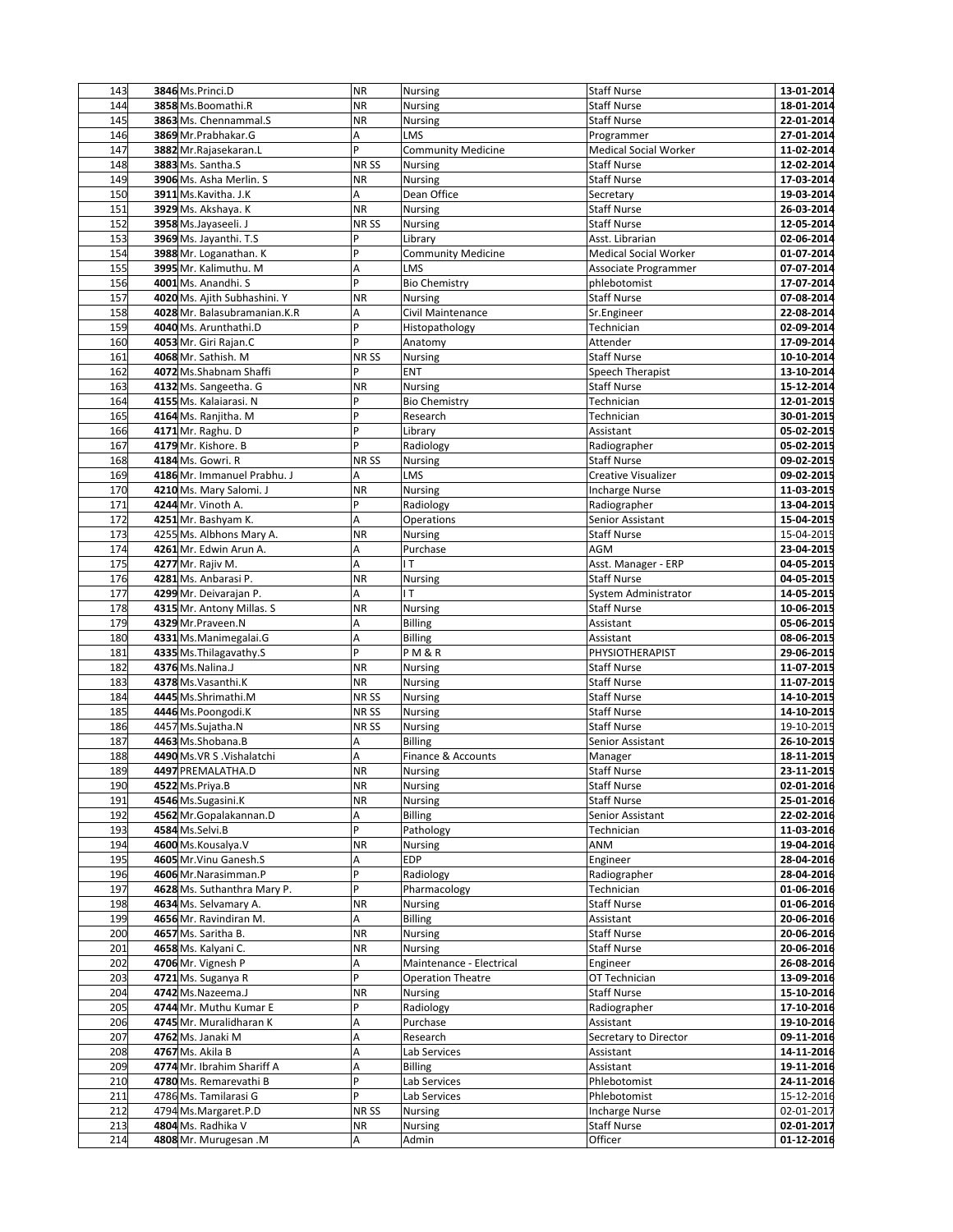| | | | | | |
|---|---|---|---|---|---|
| 143 | 3846 Ms.Princi.D | NR | Nursing | Staff Nurse | 13-01-2014 |
| 144 | 3858 Ms.Boomathi.R | NR | Nursing | Staff Nurse | 18-01-2014 |
| 145 | 3863 Ms. Chennammal.S | NR | Nursing | Staff Nurse | 22-01-2014 |
| 146 | 3869 Mr.Prabhakar.G | A | LMS | Programmer | 27-01-2014 |
| 147 | 3882 Mr.Rajasekaran.L | P | Community Medicine | Medical Social Worker | 11-02-2014 |
| 148 | 3883 Ms. Santha.S | NR SS | Nursing | Staff Nurse | 12-02-2014 |
| 149 | 3906 Ms. Asha Merlin. S | NR | Nursing | Staff Nurse | 17-03-2014 |
| 150 | 3911 Ms.Kavitha. J.K | A | Dean Office | Secretary | 19-03-2014 |
| 151 | 3929 Ms. Akshaya. K | NR | Nursing | Staff Nurse | 26-03-2014 |
| 152 | 3958 Ms.Jayaseeli. J | NR SS | Nursing | Staff Nurse | 12-05-2014 |
| 153 | 3969 Ms. Jayanthi. T.S | P | Library | Asst. Librarian | 02-06-2014 |
| 154 | 3988 Mr. Loganathan. K | P | Community Medicine | Medical Social Worker | 01-07-2014 |
| 155 | 3995 Mr. Kalimuthu. M | A | LMS | Associate Programmer | 07-07-2014 |
| 156 | 4001 Ms. Anandhi. S | P | Bio Chemistry | phlebotomist | 17-07-2014 |
| 157 | 4020 Ms. Ajith Subhashini. Y | NR | Nursing | Staff Nurse | 07-08-2014 |
| 158 | 4028 Mr. Balasubramanian.K.R | A | Civil Maintenance | Sr.Engineer | 22-08-2014 |
| 159 | 4040 Ms. Arunthathi.D | P | Histopathology | Technician | 02-09-2014 |
| 160 | 4053 Mr. Giri Rajan.C | P | Anatomy | Attender | 17-09-2014 |
| 161 | 4068 Mr. Sathish. M | NR SS | Nursing | Staff Nurse | 10-10-2014 |
| 162 | 4072 Ms.Shabnam Shaffi | P | ENT | Speech Therapist | 13-10-2014 |
| 163 | 4132 Ms. Sangeetha. G | NR | Nursing | Staff Nurse | 15-12-2014 |
| 164 | 4155 Ms. Kalaiarasi. N | P | Bio Chemistry | Technician | 12-01-2015 |
| 165 | 4164 Ms. Ranjitha. M | P | Research | Technician | 30-01-2015 |
| 166 | 4171 Mr. Raghu. D | P | Library | Assistant | 05-02-2015 |
| 167 | 4179 Mr. Kishore. B | P | Radiology | Radiographer | 05-02-2015 |
| 168 | 4184 Ms. Gowri. R | NR SS | Nursing | Staff Nurse | 09-02-2015 |
| 169 | 4186 Mr. Immanuel Prabhu. J | A | LMS | Creative Visualizer | 09-02-2015 |
| 170 | 4210 Ms. Mary Salomi. J | NR | Nursing | Incharge Nurse | 11-03-2015 |
| 171 | 4244 Mr. Vinoth A. | P | Radiology | Radiographer | 13-04-2015 |
| 172 | 4251 Mr. Bashyam K. | A | Operations | Senior Assistant | 15-04-2015 |
| 173 | 4255 Ms. Albhons Mary A. | NR | Nursing | Staff Nurse | 15-04-2015 |
| 174 | 4261 Mr. Edwin Arun A. | A | Purchase | AGM | 23-04-2015 |
| 175 | 4277 Mr. Rajiv M. | A | I T | Asst. Manager - ERP | 04-05-2015 |
| 176 | 4281 Ms. Anbarasi P. | NR | Nursing | Staff Nurse | 04-05-2015 |
| 177 | 4299 Mr. Deivarajan P. | A | I T | System Administrator | 14-05-2015 |
| 178 | 4315 Mr. Antony Millas. S | NR | Nursing | Staff Nurse | 10-06-2015 |
| 179 | 4329 Mr.Praveen.N | A | Billing | Assistant | 05-06-2015 |
| 180 | 4331 Ms.Manimegalai.G | A | Billing | Assistant | 08-06-2015 |
| 181 | 4335 Ms.Thilagavathy.S | P | P M & R | PHYSIOTHERAPIST | 29-06-2015 |
| 182 | 4376 Ms.Nalina.J | NR | Nursing | Staff Nurse | 11-07-2015 |
| 183 | 4378 Ms.Vasanthi.K | NR | Nursing | Staff Nurse | 11-07-2015 |
| 184 | 4445 Ms.Shrimathi.M | NR SS | Nursing | Staff Nurse | 14-10-2015 |
| 185 | 4446 Ms.Poongodi.K | NR SS | Nursing | Staff Nurse | 14-10-2015 |
| 186 | 4457 Ms.Sujatha.N | NR SS | Nursing | Staff Nurse | 19-10-2015 |
| 187 | 4463 Ms.Shobana.B | A | Billing | Senior Assistant | 26-10-2015 |
| 188 | 4490 Ms.VR S .Vishalatchi | A | Finance & Accounts | Manager | 18-11-2015 |
| 189 | 4497 PREMALATHA.D | NR | Nursing | Staff Nurse | 23-11-2015 |
| 190 | 4522 Ms.Priya.B | NR | Nursing | Staff Nurse | 02-01-2016 |
| 191 | 4546 Ms.Sugasini.K | NR | Nursing | Staff Nurse | 25-01-2016 |
| 192 | 4562 Mr.Gopalakannan.D | A | Billing | Senior Assistant | 22-02-2016 |
| 193 | 4584 Ms.Selvi.B | P | Pathology | Technician | 11-03-2016 |
| 194 | 4600 Ms.Kousalya.V | NR | Nursing | ANM | 19-04-2016 |
| 195 | 4605 Mr.Vinu Ganesh.S | A | EDP | Engineer | 28-04-2016 |
| 196 | 4606 Mr.Narasimman.P | P | Radiology | Radiographer | 28-04-2016 |
| 197 | 4628 Ms. Suthanthra Mary P. | P | Pharmacology | Technician | 01-06-2016 |
| 198 | 4634 Ms. Selvamary A. | NR | Nursing | Staff Nurse | 01-06-2016 |
| 199 | 4656 Mr. Ravindiran M. | A | Billing | Assistant | 20-06-2016 |
| 200 | 4657 Ms. Saritha B. | NR | Nursing | Staff Nurse | 20-06-2016 |
| 201 | 4658 Ms. Kalyani C. | NR | Nursing | Staff Nurse | 20-06-2016 |
| 202 | 4706 Mr. Vignesh P | A | Maintenance - Electrical | Engineer | 26-08-2016 |
| 203 | 4721 Ms. Suganya R | P | Operation Theatre | OT Technician | 13-09-2016 |
| 204 | 4742 Ms.Nazeema.J | NR | Nursing | Staff Nurse | 15-10-2016 |
| 205 | 4744 Mr. Muthu Kumar E | P | Radiology | Radiographer | 17-10-2016 |
| 206 | 4745 Mr. Muralidharan K | A | Purchase | Assistant | 19-10-2016 |
| 207 | 4762 Ms. Janaki M | A | Research | Secretary to Director | 09-11-2016 |
| 208 | 4767 Ms. Akila B | A | Lab Services | Assistant | 14-11-2016 |
| 209 | 4774 Mr. Ibrahim Shariff A | A | Billing | Assistant | 19-11-2016 |
| 210 | 4780 Ms. Remarevathi B | P | Lab Services | Phlebotomist | 24-11-2016 |
| 211 | 4786 Ms. Tamilarasi G | P | Lab Services | Phlebotomist | 15-12-2016 |
| 212 | 4794 Ms.Margaret.P.D | NR SS | Nursing | Incharge Nurse | 02-01-2017 |
| 213 | 4804 Ms. Radhika V | NR | Nursing | Staff Nurse | 02-01-2017 |
| 214 | 4808 Mr. Murugesan .M | A | Admin | Officer | 01-12-2016 |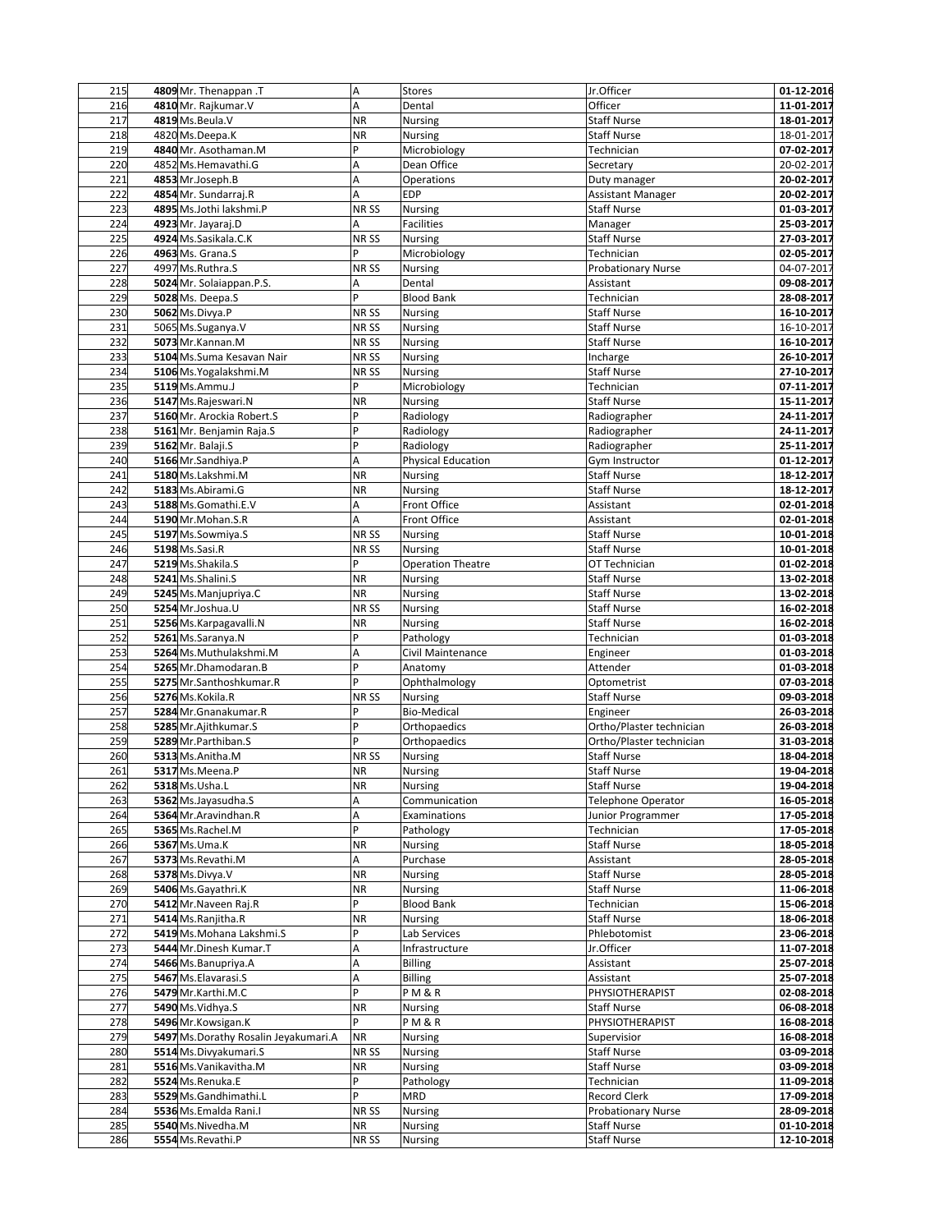| 215 | 4809 | Mr. Thenappan .T | A | Stores | Jr.Officer | 01-12-2016 |
|---|---|---|---|---|---|---|
| 216 | 4810 | Mr. Rajkumar.V | A | Dental | Officer | 11-01-2017 |
| 217 | 4819 | Ms.Beula.V | NR | Nursing | Staff Nurse | 18-01-2017 |
| 218 | 4820 | Ms.Deepa.K | NR | Nursing | Staff Nurse | 18-01-2017 |
| 219 | 4840 | Mr. Asothaman.M | P | Microbiology | Technician | 07-02-2017 |
| 220 | 4852 | Ms.Hemavathi.G | A | Dean Office | Secretary | 20-02-2017 |
| 221 | 4853 | Mr.Joseph.B | A | Operations | Duty manager | 20-02-2017 |
| 222 | 4854 | Mr. Sundarraj.R | A | EDP | Assistant Manager | 20-02-2017 |
| 223 | 4895 | Ms.Jothi lakshmi.P | NR SS | Nursing | Staff Nurse | 01-03-2017 |
| 224 | 4923 | Mr. Jayaraj.D | A | Facilities | Manager | 25-03-2017 |
| 225 | 4924 | Ms.Sasikala.C.K | NR SS | Nursing | Staff Nurse | 27-03-2017 |
| 226 | 4963 | Ms. Grana.S | P | Microbiology | Technician | 02-05-2017 |
| 227 | 4997 | Ms.Ruthra.S | NR SS | Nursing | Probationary Nurse | 04-07-2017 |
| 228 | 5024 | Mr. Solaiappan.P.S. | A | Dental | Assistant | 09-08-2017 |
| 229 | 5028 | Ms. Deepa.S | P | Blood Bank | Technician | 28-08-2017 |
| 230 | 5062 | Ms.Divya.P | NR SS | Nursing | Staff Nurse | 16-10-2017 |
| 231 | 5065 | Ms.Suganya.V | NR SS | Nursing | Staff Nurse | 16-10-2017 |
| 232 | 5073 | Mr.Kannan.M | NR SS | Nursing | Staff Nurse | 16-10-2017 |
| 233 | 5104 | Ms.Suma Kesavan Nair | NR SS | Nursing | Incharge | 26-10-2017 |
| 234 | 5106 | Ms.Yogalakshmi.M | NR SS | Nursing | Staff Nurse | 27-10-2017 |
| 235 | 5119 | Ms.Ammu.J | P | Microbiology | Technician | 07-11-2017 |
| 236 | 5147 | Ms.Rajeswari.N | NR | Nursing | Staff Nurse | 15-11-2017 |
| 237 | 5160 | Mr. Arockia Robert.S | P | Radiology | Radiographer | 24-11-2017 |
| 238 | 5161 | Mr. Benjamin Raja.S | P | Radiology | Radiographer | 24-11-2017 |
| 239 | 5162 | Mr. Balaji.S | P | Radiology | Radiographer | 25-11-2017 |
| 240 | 5166 | Mr.Sandhiya.P | A | Physical Education | Gym Instructor | 01-12-2017 |
| 241 | 5180 | Ms.Lakshmi.M | NR | Nursing | Staff Nurse | 18-12-2017 |
| 242 | 5183 | Ms.Abirami.G | NR | Nursing | Staff Nurse | 18-12-2017 |
| 243 | 5188 | Ms.Gomathi.E.V | A | Front Office | Assistant | 02-01-2018 |
| 244 | 5190 | Mr.Mohan.S.R | A | Front Office | Assistant | 02-01-2018 |
| 245 | 5197 | Ms.Sowmiya.S | NR SS | Nursing | Staff Nurse | 10-01-2018 |
| 246 | 5198 | Ms.Sasi.R | NR SS | Nursing | Staff Nurse | 10-01-2018 |
| 247 | 5219 | Ms.Shakila.S | P | Operation Theatre | OT Technician | 01-02-2018 |
| 248 | 5241 | Ms.Shalini.S | NR | Nursing | Staff Nurse | 13-02-2018 |
| 249 | 5245 | Ms.Manjupriya.C | NR | Nursing | Staff Nurse | 13-02-2018 |
| 250 | 5254 | Mr.Joshua.U | NR SS | Nursing | Staff Nurse | 16-02-2018 |
| 251 | 5256 | Ms.Karpagavalli.N | NR | Nursing | Staff Nurse | 16-02-2018 |
| 252 | 5261 | Ms.Saranya.N | P | Pathology | Technician | 01-03-2018 |
| 253 | 5264 | Ms.Muthulakshmi.M | A | Civil Maintenance | Engineer | 01-03-2018 |
| 254 | 5265 | Mr.Dhamodaran.B | P | Anatomy | Attender | 01-03-2018 |
| 255 | 5275 | Mr.Santhoshkumar.R | P | Ophthalmology | Optometrist | 07-03-2018 |
| 256 | 5276 | Ms.Kokila.R | NR SS | Nursing | Staff Nurse | 09-03-2018 |
| 257 | 5284 | Mr.Gnanakumar.R | P | Bio-Medical | Engineer | 26-03-2018 |
| 258 | 5285 | Mr.Ajithkumar.S | P | Orthopaedics | Ortho/Plaster technician | 26-03-2018 |
| 259 | 5289 | Mr.Parthiban.S | P | Orthopaedics | Ortho/Plaster technician | 31-03-2018 |
| 260 | 5313 | Ms.Anitha.M | NR SS | Nursing | Staff Nurse | 18-04-2018 |
| 261 | 5317 | Ms.Meena.P | NR | Nursing | Staff Nurse | 19-04-2018 |
| 262 | 5318 | Ms.Usha.L | NR | Nursing | Staff Nurse | 19-04-2018 |
| 263 | 5362 | Ms.Jayasudha.S | A | Communication | Telephone Operator | 16-05-2018 |
| 264 | 5364 | Mr.Aravindhan.R | A | Examinations | Junior Programmer | 17-05-2018 |
| 265 | 5365 | Ms.Rachel.M | P | Pathology | Technician | 17-05-2018 |
| 266 | 5367 | Ms.Uma.K | NR | Nursing | Staff Nurse | 18-05-2018 |
| 267 | 5373 | Ms.Revathi.M | A | Purchase | Assistant | 28-05-2018 |
| 268 | 5378 | Ms.Divya.V | NR | Nursing | Staff Nurse | 28-05-2018 |
| 269 | 5406 | Ms.Gayathri.K | NR | Nursing | Staff Nurse | 11-06-2018 |
| 270 | 5412 | Mr.Naveen Raj.R | P | Blood Bank | Technician | 15-06-2018 |
| 271 | 5414 | Ms.Ranjitha.R | NR | Nursing | Staff Nurse | 18-06-2018 |
| 272 | 5419 | Ms.Mohana Lakshmi.S | P | Lab Services | Phlebotomist | 23-06-2018 |
| 273 | 5444 | Mr.Dinesh Kumar.T | A | Infrastructure | Jr.Officer | 11-07-2018 |
| 274 | 5466 | Ms.Banupriya.A | A | Billing | Assistant | 25-07-2018 |
| 275 | 5467 | Ms.Elavarasi.S | A | Billing | Assistant | 25-07-2018 |
| 276 | 5479 | Mr.Karthi.M.C | P | P M & R | PHYSIOTHERAPIST | 02-08-2018 |
| 277 | 5490 | Ms.Vidhya.S | NR | Nursing | Staff Nurse | 06-08-2018 |
| 278 | 5496 | Mr.Kowsigan.K | P | P M & R | PHYSIOTHERAPIST | 16-08-2018 |
| 279 | 5497 | Ms.Dorathy Rosalin Jeyakumari.A | NR | Nursing | Supervisior | 16-08-2018 |
| 280 | 5514 | Ms.Divyakumari.S | NR SS | Nursing | Staff Nurse | 03-09-2018 |
| 281 | 5516 | Ms.Vanikavitha.M | NR | Nursing | Staff Nurse | 03-09-2018 |
| 282 | 5524 | Ms.Renuka.E | P | Pathology | Technician | 11-09-2018 |
| 283 | 5529 | Ms.Gandhimathi.L | P | MRD | Record Clerk | 17-09-2018 |
| 284 | 5536 | Ms.Emalda Rani.I | NR SS | Nursing | Probationary Nurse | 28-09-2018 |
| 285 | 5540 | Ms.Nivedha.M | NR | Nursing | Staff Nurse | 01-10-2018 |
| 286 | 5554 | Ms.Revathi.P | NR SS | Nursing | Staff Nurse | 12-10-2018 |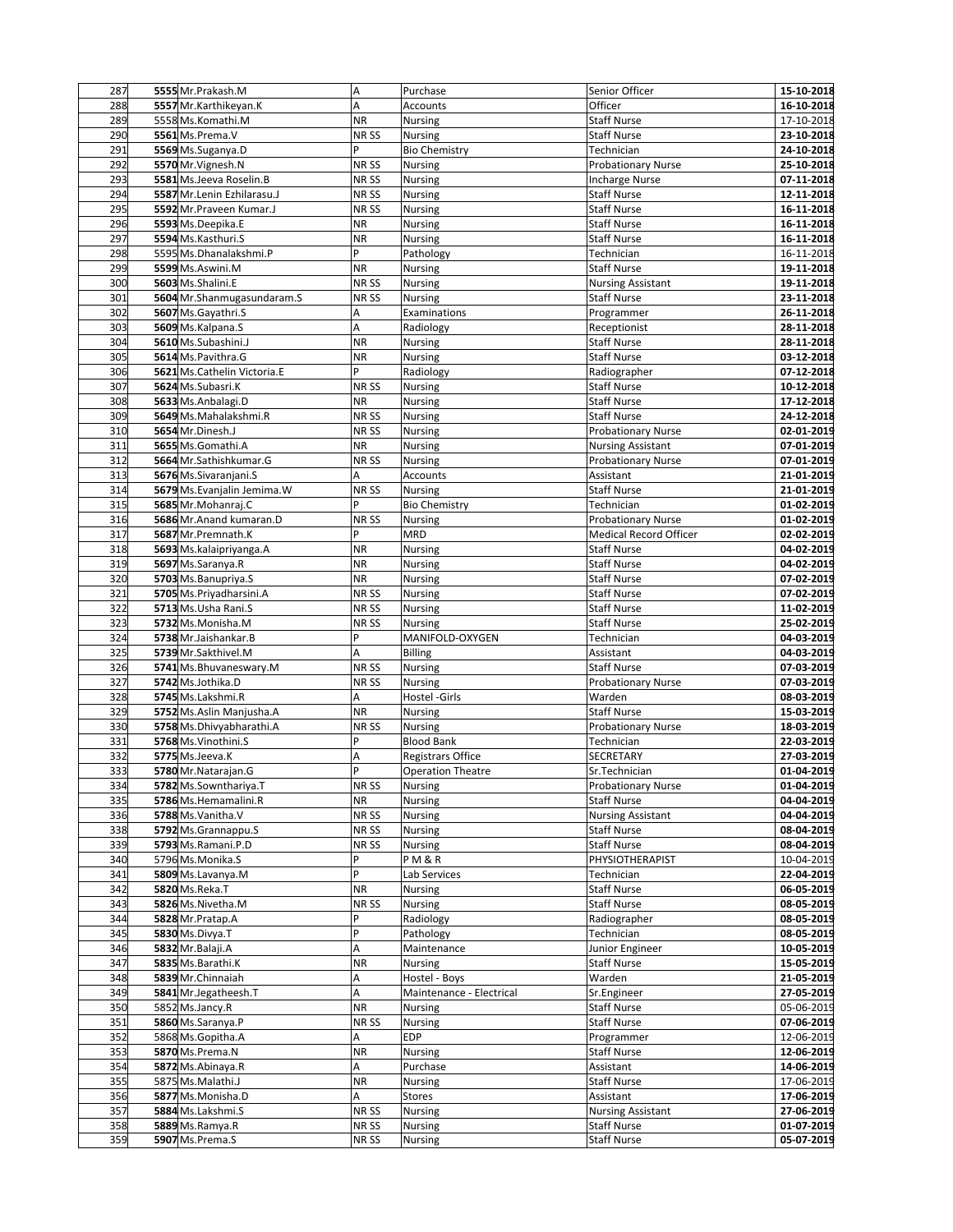| | | | | | | |
|---|---|---|---|---|---|---|
| 287 | 5555 | Mr.Prakash.M | A | Purchase | Senior Officer | 15-10-2018 |
| 288 | 5557 | Mr.Karthikeyan.K | A | Accounts | Officer | 16-10-2018 |
| 289 | 5558 | Ms.Komathi.M | NR | Nursing | Staff Nurse | 17-10-2018 |
| 290 | 5561 | Ms.Prema.V | NR SS | Nursing | Staff Nurse | 23-10-2018 |
| 291 | 5569 | Ms.Suganya.D | P | Bio Chemistry | Technician | 24-10-2018 |
| 292 | 5570 | Mr.Vignesh.N | NR SS | Nursing | Probationary Nurse | 25-10-2018 |
| 293 | 5581 | Ms.Jeeva Roselin.B | NR SS | Nursing | Incharge Nurse | 07-11-2018 |
| 294 | 5587 | Mr.Lenin Ezhilarasu.J | NR SS | Nursing | Staff Nurse | 12-11-2018 |
| 295 | 5592 | Mr.Praveen Kumar.J | NR SS | Nursing | Staff Nurse | 16-11-2018 |
| 296 | 5593 | Ms.Deepika.E | NR | Nursing | Staff Nurse | 16-11-2018 |
| 297 | 5594 | Ms.Kasthuri.S | NR | Nursing | Staff Nurse | 16-11-2018 |
| 298 | 5595 | Ms.Dhanalakshmi.P | P | Pathology | Technician | 16-11-2018 |
| 299 | 5599 | Ms.Aswini.M | NR | Nursing | Staff Nurse | 19-11-2018 |
| 300 | 5603 | Ms.Shalini.E | NR SS | Nursing | Nursing Assistant | 19-11-2018 |
| 301 | 5604 | Mr.Shanmugasundaram.S | NR SS | Nursing | Staff Nurse | 23-11-2018 |
| 302 | 5607 | Ms.Gayathri.S | A | Examinations | Programmer | 26-11-2018 |
| 303 | 5609 | Ms.Kalpana.S | A | Radiology | Receptionist | 28-11-2018 |
| 304 | 5610 | Ms.Subashini.J | NR | Nursing | Staff Nurse | 28-11-2018 |
| 305 | 5614 | Ms.Pavithra.G | NR | Nursing | Staff Nurse | 03-12-2018 |
| 306 | 5621 | Ms.Cathelin Victoria.E | P | Radiology | Radiographer | 07-12-2018 |
| 307 | 5624 | Ms.Subasri.K | NR SS | Nursing | Staff Nurse | 10-12-2018 |
| 308 | 5633 | Ms.Anbalagi.D | NR | Nursing | Staff Nurse | 17-12-2018 |
| 309 | 5649 | Ms.Mahalakshmi.R | NR SS | Nursing | Staff Nurse | 24-12-2018 |
| 310 | 5654 | Mr.Dinesh.J | NR SS | Nursing | Probationary Nurse | 02-01-2019 |
| 311 | 5655 | Ms.Gomathi.A | NR | Nursing | Nursing Assistant | 07-01-2019 |
| 312 | 5664 | Mr.Sathishkumar.G | NR SS | Nursing | Probationary Nurse | 07-01-2019 |
| 313 | 5676 | Ms.Sivaranjani.S | A | Accounts | Assistant | 21-01-2019 |
| 314 | 5679 | Ms.Evanjalin Jemima.W | NR SS | Nursing | Staff Nurse | 21-01-2019 |
| 315 | 5685 | Mr.Mohanraj.C | P | Bio Chemistry | Technician | 01-02-2019 |
| 316 | 5686 | Mr.Anand kumaran.D | NR SS | Nursing | Probationary Nurse | 01-02-2019 |
| 317 | 5687 | Mr.Premnath.K | P | MRD | Medical Record Officer | 02-02-2019 |
| 318 | 5693 | Ms.kalaipriyanga.A | NR | Nursing | Staff Nurse | 04-02-2019 |
| 319 | 5697 | Ms.Saranya.R | NR | Nursing | Staff Nurse | 04-02-2019 |
| 320 | 5703 | Ms.Banupriya.S | NR | Nursing | Staff Nurse | 07-02-2019 |
| 321 | 5705 | Ms.Priyadharsini.A | NR SS | Nursing | Staff Nurse | 07-02-2019 |
| 322 | 5713 | Ms.Usha Rani.S | NR SS | Nursing | Staff Nurse | 11-02-2019 |
| 323 | 5732 | Ms.Monisha.M | NR SS | Nursing | Staff Nurse | 25-02-2019 |
| 324 | 5738 | Mr.Jaishankar.B | P | MANIFOLD-OXYGEN | Technician | 04-03-2019 |
| 325 | 5739 | Mr.Sakthivel.M | A | Billing | Assistant | 04-03-2019 |
| 326 | 5741 | Ms.Bhuvaneswary.M | NR SS | Nursing | Staff Nurse | 07-03-2019 |
| 327 | 5742 | Ms.Jothika.D | NR SS | Nursing | Probationary Nurse | 07-03-2019 |
| 328 | 5745 | Ms.Lakshmi.R | A | Hostel -Girls | Warden | 08-03-2019 |
| 329 | 5752 | Ms.Aslin Manjusha.A | NR | Nursing | Staff Nurse | 15-03-2019 |
| 330 | 5758 | Ms.Dhivyabharathi.A | NR SS | Nursing | Probationary Nurse | 18-03-2019 |
| 331 | 5768 | Ms.Vinothini.S | P | Blood Bank | Technician | 22-03-2019 |
| 332 | 5775 | Ms.Jeeva.K | A | Registrars Office | SECRETARY | 27-03-2019 |
| 333 | 5780 | Mr.Natarajan.G | P | Operation Theatre | Sr.Technician | 01-04-2019 |
| 334 | 5782 | Ms.Sownthariya.T | NR SS | Nursing | Probationary Nurse | 01-04-2019 |
| 335 | 5786 | Ms.Hemamalini.R | NR | Nursing | Staff Nurse | 04-04-2019 |
| 336 | 5788 | Ms.Vanitha.V | NR SS | Nursing | Nursing Assistant | 04-04-2019 |
| 338 | 5792 | Ms.Grannappu.S | NR SS | Nursing | Staff Nurse | 08-04-2019 |
| 339 | 5793 | Ms.Ramani.P.D | NR SS | Nursing | Staff Nurse | 08-04-2019 |
| 340 | 5796 | Ms.Monika.S | P | P M & R | PHYSIOTHERAPIST | 10-04-2019 |
| 341 | 5809 | Ms.Lavanya.M | P | Lab Services | Technician | 22-04-2019 |
| 342 | 5820 | Ms.Reka.T | NR | Nursing | Staff Nurse | 06-05-2019 |
| 343 | 5826 | Ms.Nivetha.M | NR SS | Nursing | Staff Nurse | 08-05-2019 |
| 344 | 5828 | Mr.Pratap.A | P | Radiology | Radiographer | 08-05-2019 |
| 345 | 5830 | Ms.Divya.T | P | Pathology | Technician | 08-05-2019 |
| 346 | 5832 | Mr.Balaji.A | A | Maintenance | Junior Engineer | 10-05-2019 |
| 347 | 5835 | Ms.Barathi.K | NR | Nursing | Staff Nurse | 15-05-2019 |
| 348 | 5839 | Mr.Chinnaiah | A | Hostel - Boys | Warden | 21-05-2019 |
| 349 | 5841 | Mr.Jegatheesh.T | A | Maintenance - Electrical | Sr.Engineer | 27-05-2019 |
| 350 | 5852 | Ms.Jancy.R | NR | Nursing | Staff Nurse | 05-06-2019 |
| 351 | 5860 | Ms.Saranya.P | NR SS | Nursing | Staff Nurse | 07-06-2019 |
| 352 | 5868 | Ms.Gopitha.A | A | EDP | Programmer | 12-06-2019 |
| 353 | 5870 | Ms.Prema.N | NR | Nursing | Staff Nurse | 12-06-2019 |
| 354 | 5872 | Ms.Abinaya.R | A | Purchase | Assistant | 14-06-2019 |
| 355 | 5875 | Ms.Malathi.J | NR | Nursing | Staff Nurse | 17-06-2019 |
| 356 | 5877 | Ms.Monisha.D | A | Stores | Assistant | 17-06-2019 |
| 357 | 5884 | Ms.Lakshmi.S | NR SS | Nursing | Nursing Assistant | 27-06-2019 |
| 358 | 5889 | Ms.Ramya.R | NR SS | Nursing | Staff Nurse | 01-07-2019 |
| 359 | 5907 | Ms.Prema.S | NR SS | Nursing | Staff Nurse | 05-07-2019 |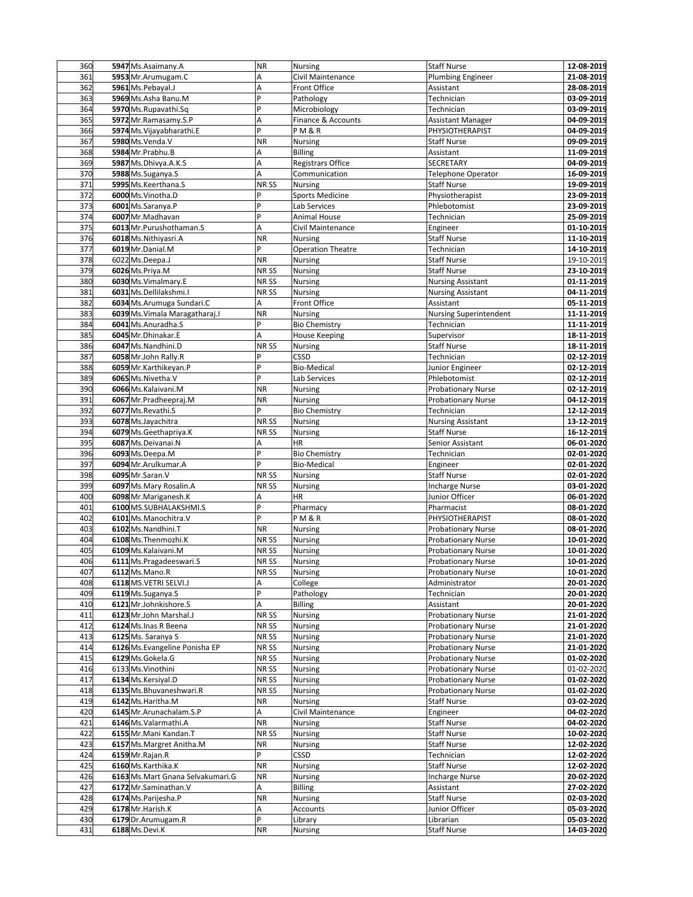| 360 | 5947 | Ms.Asaimany.A | NR | Nursing | Staff Nurse | 12-08-2019 |
|---|---|---|---|---|---|---|
| 361 | 5953 | Mr.Arumugam.C | A | Civil Maintenance | Plumbing Engineer | 21-08-2019 |
| 362 | 5961 | Ms.Pebayal.J | A | Front Office | Assistant | 28-08-2019 |
| 363 | 5969 | Ms.Asha Banu.M | P | Pathology | Technician | 03-09-2019 |
| 364 | 5970 | Ms.Rupavathi.Sq | P | Microbiology | Technician | 03-09-2019 |
| 365 | 5972 | Mr.Ramasamy.S.P | A | Finance & Accounts | Assistant Manager | 04-09-2019 |
| 366 | 5974 | Ms.Vijayabharathi.E | P | P M & R | PHYSIOTHERAPIST | 04-09-2019 |
| 367 | 5980 | Ms.Venda.V | NR | Nursing | Staff Nurse | 09-09-2019 |
| 368 | 5984 | Mr.Prabhu.B | A | Billing | Assistant | 11-09-2019 |
| 369 | 5987 | Ms.Dhivya.A.K.S | A | Registrars Office | SECRETARY | 04-09-2019 |
| 370 | 5988 | Ms.Suganya.S | A | Communication | Telephone Operator | 16-09-2019 |
| 371 | 5995 | Ms.Keerthana.S | NR SS | Nursing | Staff Nurse | 19-09-2019 |
| 372 | 6000 | Ms.Vinotha.D | P | Sports Medicine | Physiotherapist | 23-09-2019 |
| 373 | 6001 | Ms.Saranya.P | P | Lab Services | Phlebotomist | 23-09-2019 |
| 374 | 6007 | Mr.Madhavan | P | Animal House | Technician | 25-09-2019 |
| 375 | 6013 | Mr.Purushothaman.S | A | Civil Maintenance | Engineer | 01-10-2019 |
| 376 | 6018 | Ms.Nithiyasri.A | NR | Nursing | Staff Nurse | 11-10-2019 |
| 377 | 6019 | Mr.Danial.M | P | Operation Theatre | Technician | 14-10-2019 |
| 378 | 6022 | Ms.Deepa.J | NR | Nursing | Staff Nurse | 19-10-2019 |
| 379 | 6026 | Ms.Priya.M | NR SS | Nursing | Staff Nurse | 23-10-2019 |
| 380 | 6030 | Ms.Vimalmary.E | NR SS | Nursing | Nursing Assistant | 01-11-2019 |
| 381 | 6031 | Ms.Dellilakshmi.I | NR SS | Nursing | Nursing Assistant | 04-11-2019 |
| 382 | 6034 | Ms.Arumuga Sundari.C | A | Front Office | Assistant | 05-11-2019 |
| 383 | 6039 | Ms.Vimala Maragatharaj.I | NR | Nursing | Nursing Superintendent | 11-11-2019 |
| 384 | 6041 | Ms.Anuradha.S | P | Bio Chemistry | Technician | 11-11-2019 |
| 385 | 6045 | Mr.Dhinakar.E | A | House Keeping | Supervisor | 18-11-2019 |
| 386 | 6047 | Ms.Nandhini.D | NR SS | Nursing | Staff Nurse | 18-11-2019 |
| 387 | 6058 | Mr.John Rally.R | P | CSSD | Technician | 02-12-2019 |
| 388 | 6059 | Mr.Karthikeyan.P | P | Bio-Medical | Junior Engineer | 02-12-2019 |
| 389 | 6065 | Ms.Nivetha.V | P | Lab Services | Phlebotomist | 02-12-2019 |
| 390 | 6066 | Ms.Kalaivani.M | NR | Nursing | Probationary Nurse | 02-12-2019 |
| 391 | 6067 | Mr.Pradheepraj.M | NR | Nursing | Probationary Nurse | 04-12-2019 |
| 392 | 6077 | Ms.Revathi.S | P | Bio Chemistry | Technician | 12-12-2019 |
| 393 | 6078 | Ms.Jayachitra | NR SS | Nursing | Nursing Assistant | 13-12-2019 |
| 394 | 6079 | Ms.Geethapriya.K | NR SS | Nursing | Staff Nurse | 16-12-2019 |
| 395 | 6087 | Ms.Deivanai.N | A | HR | Senior Assistant | 06-01-2020 |
| 396 | 6093 | Ms.Deepa.M | P | Bio Chemistry | Technician | 02-01-2020 |
| 397 | 6094 | Mr.Arulkumar.A | P | Bio-Medical | Engineer | 02-01-2020 |
| 398 | 6095 | Mr.Saran.V | NR SS | Nursing | Staff Nurse | 02-01-2020 |
| 399 | 6097 | Ms.Mary Rosalin.A | NR SS | Nursing | Incharge Nurse | 03-01-2020 |
| 400 | 6098 | Mr.Mariganesh.K | A | HR | Junior Officer | 06-01-2020 |
| 401 | 6100 | MS.SUBHALAKSHMI.S | P | Pharmacy | Pharmacist | 08-01-2020 |
| 402 | 6101 | Ms.Manochitra.V | P | P M & R | PHYSIOTHERAPIST | 08-01-2020 |
| 403 | 6102 | Ms.Nandhini.T | NR | Nursing | Probationary Nurse | 08-01-2020 |
| 404 | 6108 | Ms.Thenmozhi.K | NR SS | Nursing | Probationary Nurse | 10-01-2020 |
| 405 | 6109 | Ms.Kalaivani.M | NR SS | Nursing | Probationary Nurse | 10-01-2020 |
| 406 | 6111 | Ms.Pragadeeswari.S | NR SS | Nursing | Probationary Nurse | 10-01-2020 |
| 407 | 6112 | Ms.Mano.R | NR SS | Nursing | Probationary Nurse | 10-01-2020 |
| 408 | 6118 | MS.VETRI SELVI.J | A | College | Administrator | 20-01-2020 |
| 409 | 6119 | Ms.Suganya.S | P | Pathology | Technician | 20-01-2020 |
| 410 | 6121 | Mr.Johnkishore.S | A | Billing | Assistant | 20-01-2020 |
| 411 | 6123 | Mr.John Marshal.J | NR SS | Nursing | Probationary Nurse | 21-01-2020 |
| 412 | 6124 | Ms.Inas R Beena | NR SS | Nursing | Probationary Nurse | 21-01-2020 |
| 413 | 6125 | Ms. Saranya S | NR SS | Nursing | Probationary Nurse | 21-01-2020 |
| 414 | 6126 | Ms.Evangeline Ponisha EP | NR SS | Nursing | Probationary Nurse | 21-01-2020 |
| 415 | 6129 | Ms.Gokela.G | NR SS | Nursing | Probationary Nurse | 01-02-2020 |
| 416 | 6133 | Ms.Vinothini | NR SS | Nursing | Probationary Nurse | 01-02-2020 |
| 417 | 6134 | Ms.Kersiyal.D | NR SS | Nursing | Probationary Nurse | 01-02-2020 |
| 418 | 6135 | Ms.Bhuvaneshwari.R | NR SS | Nursing | Probationary Nurse | 01-02-2020 |
| 419 | 6142 | Ms.Haritha.M | NR | Nursing | Staff Nurse | 03-02-2020 |
| 420 | 6145 | Mr.Arunachalam.S.P | A | Civil Maintenance | Engineer | 04-02-2020 |
| 421 | 6146 | Ms.Valarmathi.A | NR | Nursing | Staff Nurse | 04-02-2020 |
| 422 | 6155 | Mr.Mani Kandan.T | NR SS | Nursing | Staff Nurse | 10-02-2020 |
| 423 | 6157 | Ms.Margret Anitha.M | NR | Nursing | Staff Nurse | 12-02-2020 |
| 424 | 6159 | Mr.Rajan.R | P | CSSD | Technician | 12-02-2020 |
| 425 | 6160 | Ms.Karthika.K | NR | Nursing | Staff Nurse | 12-02-2020 |
| 426 | 6163 | Ms.Mart Gnana Selvakumari.G | NR | Nursing | Incharge Nurse | 20-02-2020 |
| 427 | 6172 | Mr.Saminathan.V | A | Billing | Assistant | 27-02-2020 |
| 428 | 6174 | Ms.Parijesha.P | NR | Nursing | Staff Nurse | 02-03-2020 |
| 429 | 6178 | Mr.Harish.K | A | Accounts | Junior Officer | 05-03-2020 |
| 430 | 6179 | Dr.Arumugam.R | P | Library | Librarian | 05-03-2020 |
| 431 | 6188 | Ms.Devi.K | NR | Nursing | Staff Nurse | 14-03-2020 |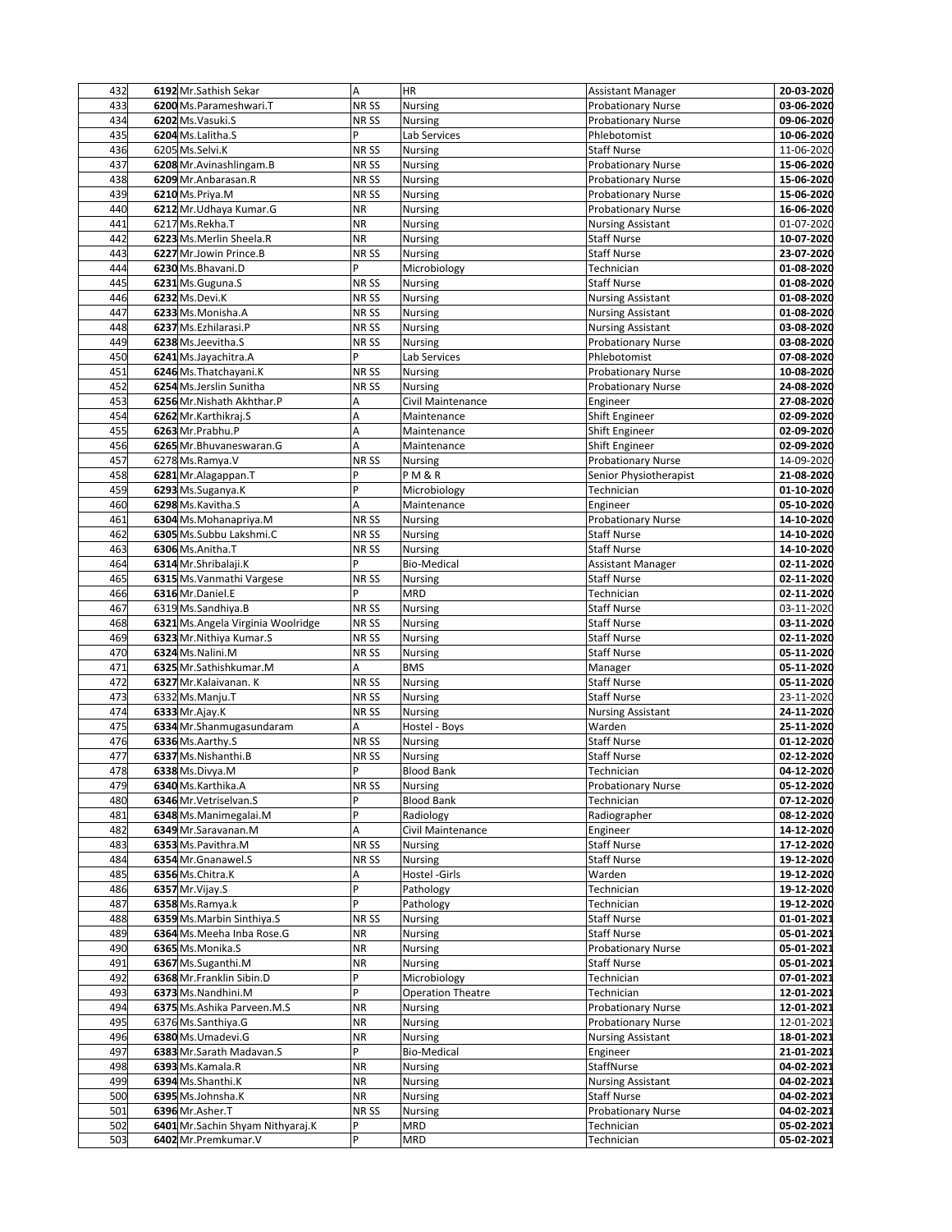| 432 | 6192 | Mr.Sathish Sekar | A | HR | Assistant Manager | 20-03-2020 |
|---|---|---|---|---|---|---|
| 433 | 6200 | Ms.Parameshwari.T | NR SS | Nursing | Probationary Nurse | 03-06-2020 |
| 434 | 6202 | Ms.Vasuki.S | NR SS | Nursing | Probationary Nurse | 09-06-2020 |
| 435 | 6204 | Ms.Lalitha.S | P | Lab Services | Phlebotomist | 10-06-2020 |
| 436 | 6205 | Ms.Selvi.K | NR SS | Nursing | Staff Nurse | 11-06-2020 |
| 437 | 6208 | Mr.Avinashlingam.B | NR SS | Nursing | Probationary Nurse | 15-06-2020 |
| 438 | 6209 | Mr.Anbarasan.R | NR SS | Nursing | Probationary Nurse | 15-06-2020 |
| 439 | 6210 | Ms.Priya.M | NR SS | Nursing | Probationary Nurse | 15-06-2020 |
| 440 | 6212 | Mr.Udhaya Kumar.G | NR | Nursing | Probationary Nurse | 16-06-2020 |
| 441 | 6217 | Ms.Rekha.T | NR | Nursing | Nursing Assistant | 01-07-2020 |
| 442 | 6223 | Ms.Merlin Sheela.R | NR | Nursing | Staff Nurse | 10-07-2020 |
| 443 | 6227 | Mr.Jowin Prince.B | NR SS | Nursing | Staff Nurse | 23-07-2020 |
| 444 | 6230 | Ms.Bhavani.D | P | Microbiology | Technician | 01-08-2020 |
| 445 | 6231 | Ms.Guguna.S | NR SS | Nursing | Staff Nurse | 01-08-2020 |
| 446 | 6232 | Ms.Devi.K | NR SS | Nursing | Nursing Assistant | 01-08-2020 |
| 447 | 6233 | Ms.Monisha.A | NR SS | Nursing | Nursing Assistant | 01-08-2020 |
| 448 | 6237 | Ms.Ezhilarasi.P | NR SS | Nursing | Nursing Assistant | 03-08-2020 |
| 449 | 6238 | Ms.Jeevitha.S | NR SS | Nursing | Probationary Nurse | 03-08-2020 |
| 450 | 6241 | Ms.Jayachitra.A | P | Lab Services | Phlebotomist | 07-08-2020 |
| 451 | 6246 | Ms.Thatchayani.K | NR SS | Nursing | Probationary Nurse | 10-08-2020 |
| 452 | 6254 | Ms.Jerslin Sunitha | NR SS | Nursing | Probationary Nurse | 24-08-2020 |
| 453 | 6256 | Mr.Nishath Akhthar.P | A | Civil Maintenance | Engineer | 27-08-2020 |
| 454 | 6262 | Mr.Karthikraj.S | A | Maintenance | Shift Engineer | 02-09-2020 |
| 455 | 6263 | Mr.Prabhu.P | A | Maintenance | Shift Engineer | 02-09-2020 |
| 456 | 6265 | Mr.Bhuvaneswaran.G | A | Maintenance | Shift Engineer | 02-09-2020 |
| 457 | 6278 | Ms.Ramya.V | NR SS | Nursing | Probationary Nurse | 14-09-2020 |
| 458 | 6281 | Mr.Alagappan.T | P | P M & R | Senior Physiotherapist | 21-08-2020 |
| 459 | 6293 | Ms.Suganya.K | P | Microbiology | Technician | 01-10-2020 |
| 460 | 6298 | Ms.Kavitha.S | A | Maintenance | Engineer | 05-10-2020 |
| 461 | 6304 | Ms.Mohanapriya.M | NR SS | Nursing | Probationary Nurse | 14-10-2020 |
| 462 | 6305 | Ms.Subbu Lakshmi.C | NR SS | Nursing | Staff Nurse | 14-10-2020 |
| 463 | 6306 | Ms.Anitha.T | NR SS | Nursing | Staff Nurse | 14-10-2020 |
| 464 | 6314 | Mr.Shribalaji.K | P | Bio-Medical | Assistant Manager | 02-11-2020 |
| 465 | 6315 | Ms.Vanmathi Vargese | NR SS | Nursing | Staff Nurse | 02-11-2020 |
| 466 | 6316 | Mr.Daniel.E | P | MRD | Technician | 02-11-2020 |
| 467 | 6319 | Ms.Sandhiya.B | NR SS | Nursing | Staff Nurse | 03-11-2020 |
| 468 | 6321 | Ms.Angela Virginia Woolridge | NR SS | Nursing | Staff Nurse | 03-11-2020 |
| 469 | 6323 | Mr.Nithiya Kumar.S | NR SS | Nursing | Staff Nurse | 02-11-2020 |
| 470 | 6324 | Ms.Nalini.M | NR SS | Nursing | Staff Nurse | 05-11-2020 |
| 471 | 6325 | Mr.Sathishkumar.M | A | BMS | Manager | 05-11-2020 |
| 472 | 6327 | Mr.Kalaivanan. K | NR SS | Nursing | Staff Nurse | 05-11-2020 |
| 473 | 6332 | Ms.Manju.T | NR SS | Nursing | Staff Nurse | 23-11-2020 |
| 474 | 6333 | Mr.Ajay.K | NR SS | Nursing | Nursing Assistant | 24-11-2020 |
| 475 | 6334 | Mr.Shanmugasundaram | A | Hostel - Boys | Warden | 25-11-2020 |
| 476 | 6336 | Ms.Aarthy.S | NR SS | Nursing | Staff Nurse | 01-12-2020 |
| 477 | 6337 | Ms.Nishanthi.B | NR SS | Nursing | Staff Nurse | 02-12-2020 |
| 478 | 6338 | Ms.Divya.M | P | Blood Bank | Technician | 04-12-2020 |
| 479 | 6340 | Ms.Karthika.A | NR SS | Nursing | Probationary Nurse | 05-12-2020 |
| 480 | 6346 | Mr.Vetriselvan.S | P | Blood Bank | Technician | 07-12-2020 |
| 481 | 6348 | Ms.Manimegalai.M | P | Radiology | Radiographer | 08-12-2020 |
| 482 | 6349 | Mr.Saravanan.M | A | Civil Maintenance | Engineer | 14-12-2020 |
| 483 | 6353 | Ms.Pavithra.M | NR SS | Nursing | Staff Nurse | 17-12-2020 |
| 484 | 6354 | Mr.Gnanawel.S | NR SS | Nursing | Staff Nurse | 19-12-2020 |
| 485 | 6356 | Ms.Chitra.K | A | Hostel -Girls | Warden | 19-12-2020 |
| 486 | 6357 | Mr.Vijay.S | P | Pathology | Technician | 19-12-2020 |
| 487 | 6358 | Ms.Ramya.k | P | Pathology | Technician | 19-12-2020 |
| 488 | 6359 | Ms.Marbin Sinthiya.S | NR SS | Nursing | Staff Nurse | 01-01-2021 |
| 489 | 6364 | Ms.Meeha Inba Rose.G | NR | Nursing | Staff Nurse | 05-01-2021 |
| 490 | 6365 | Ms.Monika.S | NR | Nursing | Probationary Nurse | 05-01-2021 |
| 491 | 6367 | Ms.Suganthi.M | NR | Nursing | Staff Nurse | 05-01-2021 |
| 492 | 6368 | Mr.Franklin Sibin.D | P | Microbiology | Technician | 07-01-2021 |
| 493 | 6373 | Ms.Nandhini.M | P | Operation Theatre | Technician | 12-01-2021 |
| 494 | 6375 | Ms.Ashika Parveen.M.S | NR | Nursing | Probationary Nurse | 12-01-2021 |
| 495 | 6376 | Ms.Santhiya.G | NR | Nursing | Probationary Nurse | 12-01-2021 |
| 496 | 6380 | Ms.Umadevi.G | NR | Nursing | Nursing Assistant | 18-01-2021 |
| 497 | 6383 | Mr.Sarath Madavan.S | P | Bio-Medical | Engineer | 21-01-2021 |
| 498 | 6393 | Ms.Kamala.R | NR | Nursing | StaffNurse | 04-02-2021 |
| 499 | 6394 | Ms.Shanthi.K | NR | Nursing | Nursing Assistant | 04-02-2021 |
| 500 | 6395 | Ms.Johnsha.K | NR | Nursing | Staff Nurse | 04-02-2021 |
| 501 | 6396 | Mr.Asher.T | NR SS | Nursing | Probationary Nurse | 04-02-2021 |
| 502 | 6401 | Mr.Sachin Shyam Nithyaraj.K | P | MRD | Technician | 05-02-2021 |
| 503 | 6402 | Mr.Premkumar.V | P | MRD | Technician | 05-02-2021 |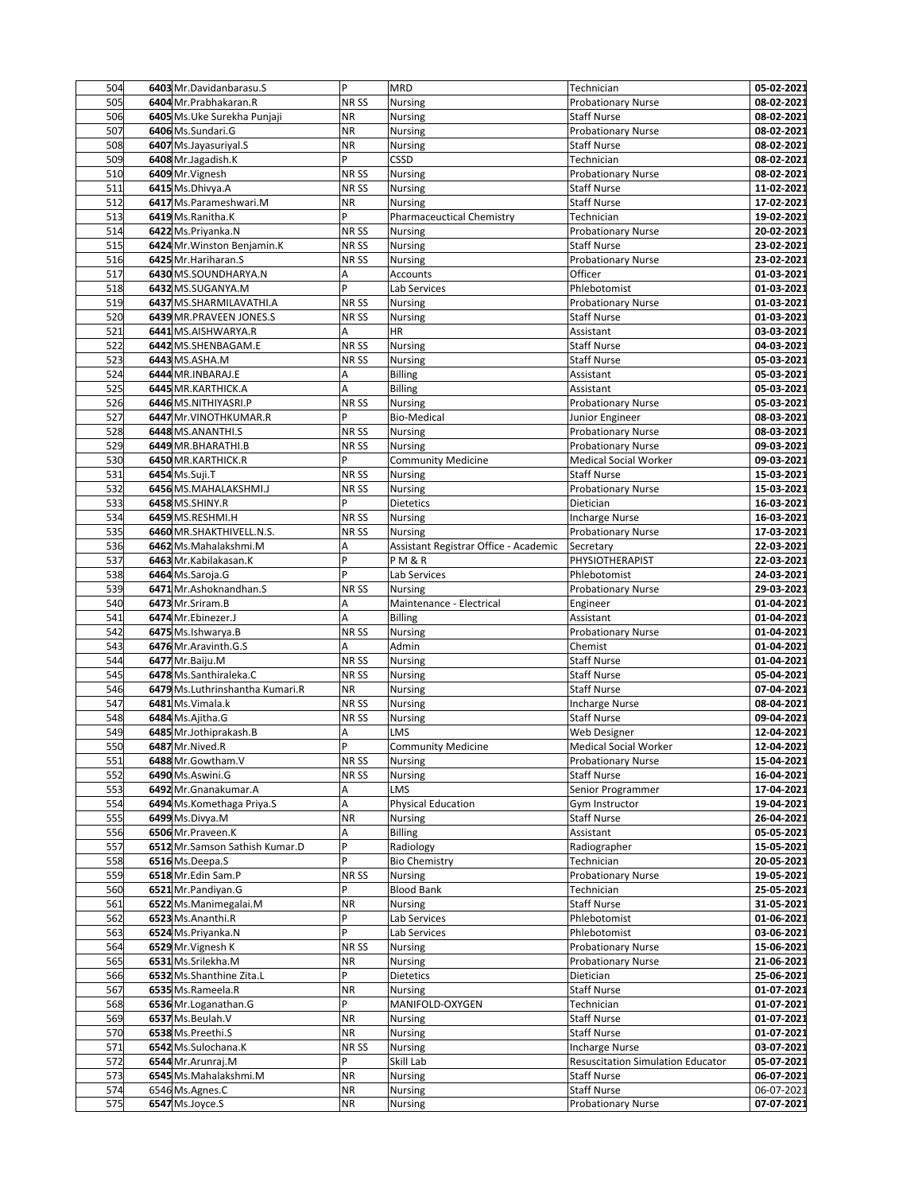| 504 | 6403 | Mr.Davidanbarasu.S | P | MRD | Technician | 05-02-2021 |
|---|---|---|---|---|---|---|
| 505 | 6404 | Mr.Prabhakaran.R | NR SS | Nursing | Probationary Nurse | 08-02-2021 |
| 506 | 6405 | Ms.Uke Surekha Punjaji | NR | Nursing | Staff Nurse | 08-02-2021 |
| 507 | 6406 | Ms.Sundari.G | NR | Nursing | Probationary Nurse | 08-02-2021 |
| 508 | 6407 | Ms.Jayasuriyal.S | NR | Nursing | Staff Nurse | 08-02-2021 |
| 509 | 6408 | Mr.Jagadish.K | P | CSSD | Technician | 08-02-2021 |
| 510 | 6409 | Mr.Vignesh | NR SS | Nursing | Probationary Nurse | 08-02-2021 |
| 511 | 6415 | Ms.Dhivya.A | NR SS | Nursing | Staff Nurse | 11-02-2021 |
| 512 | 6417 | Ms.Parameshwari.M | NR | Nursing | Staff Nurse | 17-02-2021 |
| 513 | 6419 | Ms.Ranitha.K | P | Pharmaceuctical Chemistry | Technician | 19-02-2021 |
| 514 | 6422 | Ms.Priyanka.N | NR SS | Nursing | Probationary Nurse | 20-02-2021 |
| 515 | 6424 | Mr.Winston Benjamin.K | NR SS | Nursing | Staff Nurse | 23-02-2021 |
| 516 | 6425 | Mr.Hariharan.S | NR SS | Nursing | Probationary Nurse | 23-02-2021 |
| 517 | 6430 | MS.SOUNDHARYA.N | A | Accounts | Officer | 01-03-2021 |
| 518 | 6432 | MS.SUGANYA.M | P | Lab Services | Phlebotomist | 01-03-2021 |
| 519 | 6437 | MS.SHARMILAVATHI.A | NR SS | Nursing | Probationary Nurse | 01-03-2021 |
| 520 | 6439 | MR.PRAVEEN JONES.S | NR SS | Nursing | Staff Nurse | 01-03-2021 |
| 521 | 6441 | MS.AISHWARYA.R | A | HR | Assistant | 03-03-2021 |
| 522 | 6442 | MS.SHENBAGAM.E | NR SS | Nursing | Staff Nurse | 04-03-2021 |
| 523 | 6443 | MS.ASHA.M | NR SS | Nursing | Staff Nurse | 05-03-2021 |
| 524 | 6444 | MR.INBARAJ.E | A | Billing | Assistant | 05-03-2021 |
| 525 | 6445 | MR.KARTHICK.A | A | Billing | Assistant | 05-03-2021 |
| 526 | 6446 | MS.NITHIYASRI.P | NR SS | Nursing | Probationary Nurse | 05-03-2021 |
| 527 | 6447 | Mr.VINOTHKUMAR.R | P | Bio-Medical | Junior Engineer | 08-03-2021 |
| 528 | 6448 | MS.ANANTHI.S | NR SS | Nursing | Probationary Nurse | 08-03-2021 |
| 529 | 6449 | MR.BHARATHI.B | NR SS | Nursing | Probationary Nurse | 09-03-2021 |
| 530 | 6450 | MR.KARTHICK.R | P | Community Medicine | Medical Social Worker | 09-03-2021 |
| 531 | 6454 | Ms.Suji.T | NR SS | Nursing | Staff Nurse | 15-03-2021 |
| 532 | 6456 | MS.MAHALAKSHMI.J | NR SS | Nursing | Probationary Nurse | 15-03-2021 |
| 533 | 6458 | MS.SHINY.R | P | Dietetics | Dietician | 16-03-2021 |
| 534 | 6459 | MS.RESHMI.H | NR SS | Nursing | Incharge Nurse | 16-03-2021 |
| 535 | 6460 | MR.SHAKTHIVELL.N.S. | NR SS | Nursing | Probationary Nurse | 17-03-2021 |
| 536 | 6462 | Ms.Mahalakshmi.M | A | Assistant Registrar Office - Academic | Secretary | 22-03-2021 |
| 537 | 6463 | Mr.Kabilakasan.K | P | P M & R | PHYSIOTHERAPIST | 22-03-2021 |
| 538 | 6464 | Ms.Saroja.G | P | Lab Services | Phlebotomist | 24-03-2021 |
| 539 | 6471 | Mr.Ashoknandhan.S | NR SS | Nursing | Probationary Nurse | 29-03-2021 |
| 540 | 6473 | Mr.Sriram.B | A | Maintenance - Electrical | Engineer | 01-04-2021 |
| 541 | 6474 | Mr.Ebinezer.J | A | Billing | Assistant | 01-04-2021 |
| 542 | 6475 | Ms.Ishwarya.B | NR SS | Nursing | Probationary Nurse | 01-04-2021 |
| 543 | 6476 | Mr.Aravinth.G.S | A | Admin | Chemist | 01-04-2021 |
| 544 | 6477 | Mr.Baiju.M | NR SS | Nursing | Staff Nurse | 01-04-2021 |
| 545 | 6478 | Ms.Santhiraleka.C | NR SS | Nursing | Staff Nurse | 05-04-2021 |
| 546 | 6479 | Ms.Luthrinshantha Kumari.R | NR | Nursing | Staff Nurse | 07-04-2021 |
| 547 | 6481 | Ms.Vimala.k | NR SS | Nursing | Incharge Nurse | 08-04-2021 |
| 548 | 6484 | Ms.Ajitha.G | NR SS | Nursing | Staff Nurse | 09-04-2021 |
| 549 | 6485 | Mr.Jothiprakash.B | A | LMS | Web Designer | 12-04-2021 |
| 550 | 6487 | Mr.Nived.R | P | Community Medicine | Medical Social Worker | 12-04-2021 |
| 551 | 6488 | Mr.Gowtham.V | NR SS | Nursing | Probationary Nurse | 15-04-2021 |
| 552 | 6490 | Ms.Aswini.G | NR SS | Nursing | Staff Nurse | 16-04-2021 |
| 553 | 6492 | Mr.Gnanakumar.A | A | LMS | Senior Programmer | 17-04-2021 |
| 554 | 6494 | Ms.Komethaga Priya.S | A | Physical Education | Gym Instructor | 19-04-2021 |
| 555 | 6499 | Ms.Divya.M | NR | Nursing | Staff Nurse | 26-04-2021 |
| 556 | 6506 | Mr.Praveen.K | A | Billing | Assistant | 05-05-2021 |
| 557 | 6512 | Mr.Samson Sathish Kumar.D | P | Radiology | Radiographer | 15-05-2021 |
| 558 | 6516 | Ms.Deepa.S | P | Bio Chemistry | Technician | 20-05-2021 |
| 559 | 6518 | Mr.Edin Sam.P | NR SS | Nursing | Probationary Nurse | 19-05-2021 |
| 560 | 6521 | Mr.Pandiyan.G | P | Blood Bank | Technician | 25-05-2021 |
| 561 | 6522 | Ms.Manimegalai.M | NR | Nursing | Staff Nurse | 31-05-2021 |
| 562 | 6523 | Ms.Ananthi.R | P | Lab Services | Phlebotomist | 01-06-2021 |
| 563 | 6524 | Ms.Priyanka.N | P | Lab Services | Phlebotomist | 03-06-2021 |
| 564 | 6529 | Mr.Vignesh K | NR SS | Nursing | Probationary Nurse | 15-06-2021 |
| 565 | 6531 | Ms.Srilekha.M | NR | Nursing | Probationary Nurse | 21-06-2021 |
| 566 | 6532 | Ms.Shanthine Zita.L | P | Dietetics | Dietician | 25-06-2021 |
| 567 | 6535 | Ms.Rameela.R | NR | Nursing | Staff Nurse | 01-07-2021 |
| 568 | 6536 | Mr.Loganathan.G | P | MANIFOLD-OXYGEN | Technician | 01-07-2021 |
| 569 | 6537 | Ms.Beulah.V | NR | Nursing | Staff Nurse | 01-07-2021 |
| 570 | 6538 | Ms.Preethi.S | NR | Nursing | Staff Nurse | 01-07-2021 |
| 571 | 6542 | Ms.Sulochana.K | NR SS | Nursing | Incharge Nurse | 03-07-2021 |
| 572 | 6544 | Mr.Arunraj.M | P | Skill Lab | Resuscitation Simulation Educator | 05-07-2021 |
| 573 | 6545 | Ms.Mahalakshmi.M | NR | Nursing | Staff Nurse | 06-07-2021 |
| 574 | 6546 | Ms.Agnes.C | NR | Nursing | Staff Nurse | 06-07-2021 |
| 575 | 6547 | Ms.Joyce.S | NR | Nursing | Probationary Nurse | 07-07-2021 |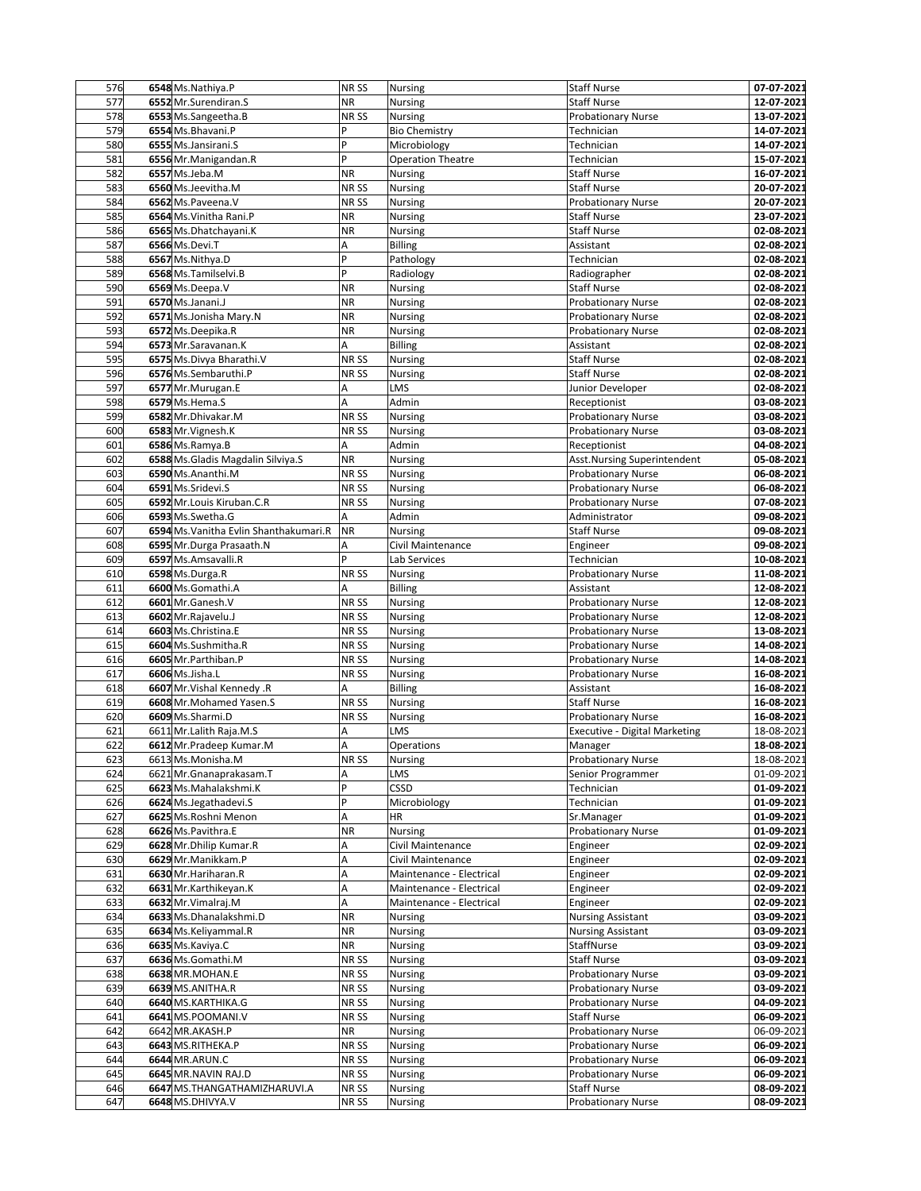| | | | | | | |
|---|---|---|---|---|---|---|
| 576 | 6548 | Ms.Nathiya.P | NR SS | Nursing | Staff Nurse | 07-07-2021 |
| 577 | 6552 | Mr.Surendiran.S | NR | Nursing | Staff Nurse | 12-07-2021 |
| 578 | 6553 | Ms.Sangeetha.B | NR SS | Nursing | Probationary Nurse | 13-07-2021 |
| 579 | 6554 | Ms.Bhavani.P | P | Bio Chemistry | Technician | 14-07-2021 |
| 580 | 6555 | Ms.Jansirani.S | P | Microbiology | Technician | 14-07-2021 |
| 581 | 6556 | Mr.Manigandan.R | P | Operation Theatre | Technician | 15-07-2021 |
| 582 | 6557 | Ms.Jeba.M | NR | Nursing | Staff Nurse | 16-07-2021 |
| 583 | 6560 | Ms.Jeevitha.M | NR SS | Nursing | Staff Nurse | 20-07-2021 |
| 584 | 6562 | Ms.Paveena.V | NR SS | Nursing | Probationary Nurse | 20-07-2021 |
| 585 | 6564 | Ms.Vinitha Rani.P | NR | Nursing | Staff Nurse | 23-07-2021 |
| 586 | 6565 | Ms.Dhatchayani.K | NR | Nursing | Staff Nurse | 02-08-2021 |
| 587 | 6566 | Ms.Devi.T | A | Billing | Assistant | 02-08-2021 |
| 588 | 6567 | Ms.Nithya.D | P | Pathology | Technician | 02-08-2021 |
| 589 | 6568 | Ms.Tamilselvi.B | P | Radiology | Radiographer | 02-08-2021 |
| 590 | 6569 | Ms.Deepa.V | NR | Nursing | Staff Nurse | 02-08-2021 |
| 591 | 6570 | Ms.Janani.J | NR | Nursing | Probationary Nurse | 02-08-2021 |
| 592 | 6571 | Ms.Jonisha Mary.N | NR | Nursing | Probationary Nurse | 02-08-2021 |
| 593 | 6572 | Ms.Deepika.R | NR | Nursing | Probationary Nurse | 02-08-2021 |
| 594 | 6573 | Mr.Saravanan.K | A | Billing | Assistant | 02-08-2021 |
| 595 | 6575 | Ms.Divya Bharathi.V | NR SS | Nursing | Staff Nurse | 02-08-2021 |
| 596 | 6576 | Ms.Sembaruthi.P | NR SS | Nursing | Staff Nurse | 02-08-2021 |
| 597 | 6577 | Mr.Murugan.E | A | LMS | Junior Developer | 02-08-2021 |
| 598 | 6579 | Ms.Hema.S | A | Admin | Receptionist | 03-08-2021 |
| 599 | 6582 | Mr.Dhivakar.M | NR SS | Nursing | Probationary Nurse | 03-08-2021 |
| 600 | 6583 | Mr.Vignesh.K | NR SS | Nursing | Probationary Nurse | 03-08-2021 |
| 601 | 6586 | Ms.Ramya.B | A | Admin | Receptionist | 04-08-2021 |
| 602 | 6588 | Ms.Gladis Magdalin Silviya.S | NR | Nursing | Asst.Nursing Superintendent | 05-08-2021 |
| 603 | 6590 | Ms.Ananthi.M | NR SS | Nursing | Probationary Nurse | 06-08-2021 |
| 604 | 6591 | Ms.Sridevi.S | NR SS | Nursing | Probationary Nurse | 06-08-2021 |
| 605 | 6592 | Mr.Louis Kiruban.C.R | NR SS | Nursing | Probationary Nurse | 07-08-2021 |
| 606 | 6593 | Ms.Swetha.G | A | Admin | Administrator | 09-08-2021 |
| 607 | 6594 | Ms.Vanitha Evlin Shanthakumari.R | NR | Nursing | Staff Nurse | 09-08-2021 |
| 608 | 6595 | Mr.Durga Prasaath.N | A | Civil Maintenance | Engineer | 09-08-2021 |
| 609 | 6597 | Ms.Amsavalli.R | P | Lab Services | Technician | 10-08-2021 |
| 610 | 6598 | Ms.Durga.R | NR SS | Nursing | Probationary Nurse | 11-08-2021 |
| 611 | 6600 | Ms.Gomathi.A | A | Billing | Assistant | 12-08-2021 |
| 612 | 6601 | Mr.Ganesh.V | NR SS | Nursing | Probationary Nurse | 12-08-2021 |
| 613 | 6602 | Mr.Rajavelu.J | NR SS | Nursing | Probationary Nurse | 12-08-2021 |
| 614 | 6603 | Ms.Christina.E | NR SS | Nursing | Probationary Nurse | 13-08-2021 |
| 615 | 6604 | Ms.Sushmitha.R | NR SS | Nursing | Probationary Nurse | 14-08-2021 |
| 616 | 6605 | Mr.Parthiban.P | NR SS | Nursing | Probationary Nurse | 14-08-2021 |
| 617 | 6606 | Ms.Jisha.L | NR SS | Nursing | Probationary Nurse | 16-08-2021 |
| 618 | 6607 | Mr.Vishal Kennedy .R | A | Billing | Assistant | 16-08-2021 |
| 619 | 6608 | Mr.Mohamed Yasen.S | NR SS | Nursing | Staff Nurse | 16-08-2021 |
| 620 | 6609 | Ms.Sharmi.D | NR SS | Nursing | Probationary Nurse | 16-08-2021 |
| 621 | 6611 | Mr.Lalith Raja.M.S | A | LMS | Executive - Digital Marketing | 18-08-2021 |
| 622 | 6612 | Mr.Pradeep Kumar.M | A | Operations | Manager | 18-08-2021 |
| 623 | 6613 | Ms.Monisha.M | NR SS | Nursing | Probationary Nurse | 18-08-2021 |
| 624 | 6621 | Mr.Gnanaprakasam.T | A | LMS | Senior Programmer | 01-09-2021 |
| 625 | 6623 | Ms.Mahalakshmi.K | P | CSSD | Technician | 01-09-2021 |
| 626 | 6624 | Ms.Jegathadevi.S | P | Microbiology | Technician | 01-09-2021 |
| 627 | 6625 | Ms.Roshni Menon | A | HR | Sr.Manager | 01-09-2021 |
| 628 | 6626 | Ms.Pavithra.E | NR | Nursing | Probationary Nurse | 01-09-2021 |
| 629 | 6628 | Mr.Dhilip Kumar.R | A | Civil Maintenance | Engineer | 02-09-2021 |
| 630 | 6629 | Mr.Manikkam.P | A | Civil Maintenance | Engineer | 02-09-2021 |
| 631 | 6630 | Mr.Hariharan.R | A | Maintenance - Electrical | Engineer | 02-09-2021 |
| 632 | 6631 | Mr.Karthikeyan.K | A | Maintenance - Electrical | Engineer | 02-09-2021 |
| 633 | 6632 | Mr.Vimalraj.M | A | Maintenance - Electrical | Engineer | 02-09-2021 |
| 634 | 6633 | Ms.Dhanalakshmi.D | NR | Nursing | Nursing Assistant | 03-09-2021 |
| 635 | 6634 | Ms.Keliyammal.R | NR | Nursing | Nursing Assistant | 03-09-2021 |
| 636 | 6635 | Ms.Kaviya.C | NR | Nursing | StaffNurse | 03-09-2021 |
| 637 | 6636 | Ms.Gomathi.M | NR SS | Nursing | Staff Nurse | 03-09-2021 |
| 638 | 6638 | MR.MOHAN.E | NR SS | Nursing | Probationary Nurse | 03-09-2021 |
| 639 | 6639 | MS.ANITHA.R | NR SS | Nursing | Probationary Nurse | 03-09-2021 |
| 640 | 6640 | MS.KARTHIKA.G | NR SS | Nursing | Probationary Nurse | 04-09-2021 |
| 641 | 6641 | MS.POOMANI.V | NR SS | Nursing | Staff Nurse | 06-09-2021 |
| 642 | 6642 | MR.AKASH.P | NR | Nursing | Probationary Nurse | 06-09-2021 |
| 643 | 6643 | MS.RITHEKA.P | NR SS | Nursing | Probationary Nurse | 06-09-2021 |
| 644 | 6644 | MR.ARUN.C | NR SS | Nursing | Probationary Nurse | 06-09-2021 |
| 645 | 6645 | MR.NAVIN RAJ.D | NR SS | Nursing | Probationary Nurse | 06-09-2021 |
| 646 | 6647 | MS.THANGATHAMIZHARUVI.A | NR SS | Nursing | Staff Nurse | 08-09-2021 |
| 647 | 6648 | MS.DHIVYA.V | NR SS | Nursing | Probationary Nurse | 08-09-2021 |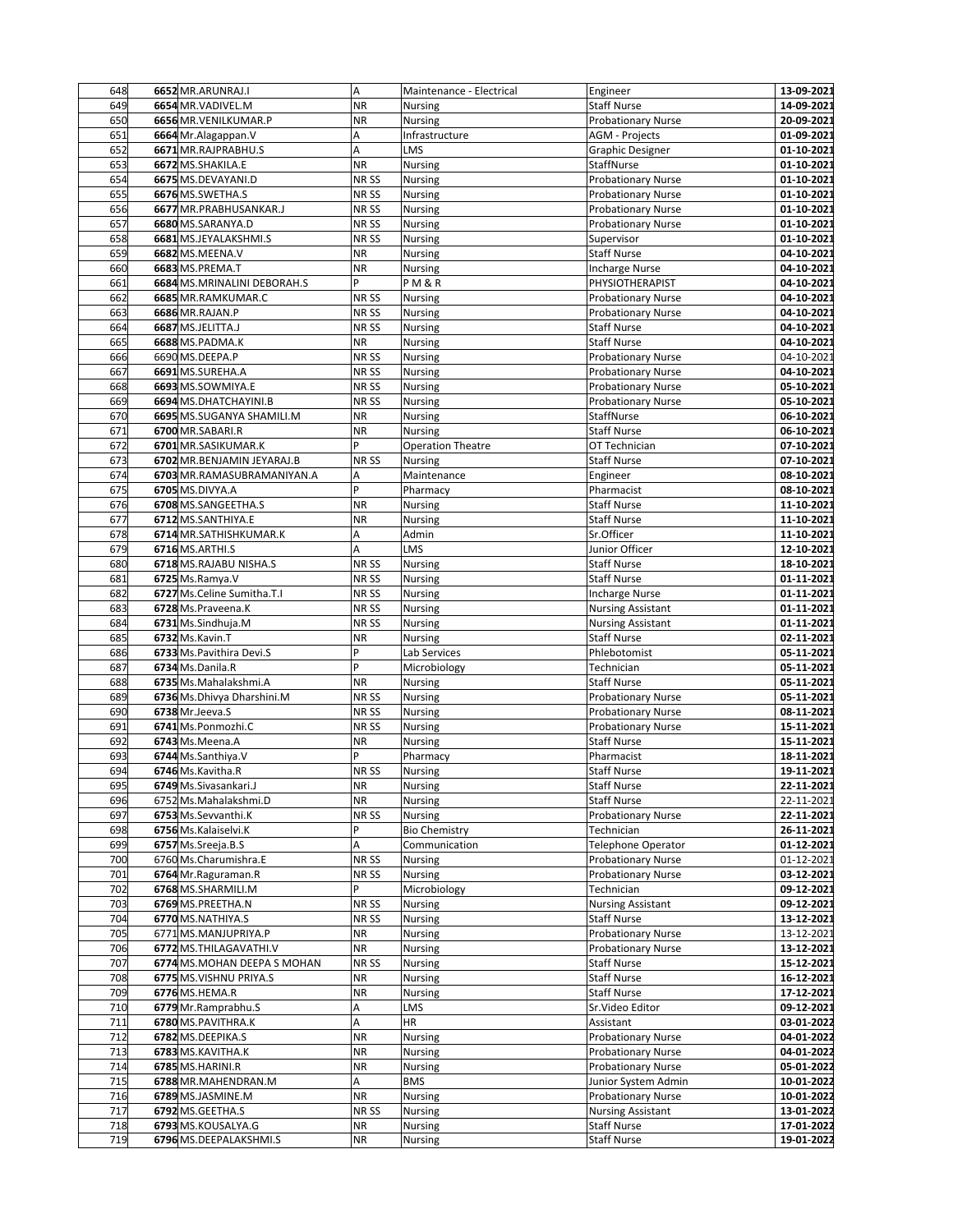| | | | | | |
|---|---|---|---|---|---|
| 648 | 6652 MR.ARUNRAJ.I | A | Maintenance - Electrical | Engineer | 13-09-2021 |
| 649 | 6654 MR.VADIVEL.M | NR | Nursing | Staff Nurse | 14-09-2021 |
| 650 | 6656 MR.VENILKUMAR.P | NR | Nursing | Probationary Nurse | 20-09-2021 |
| 651 | 6664 Mr.Alagappan.V | A | Infrastructure | AGM - Projects | 01-09-2021 |
| 652 | 6671 MR.RAJPRABHU.S | A | LMS | Graphic Designer | 01-10-2021 |
| 653 | 6672 MS.SHAKILA.E | NR | Nursing | StaffNurse | 01-10-2021 |
| 654 | 6675 MS.DEVAYANI.D | NR SS | Nursing | Probationary Nurse | 01-10-2021 |
| 655 | 6676 MS.SWETHA.S | NR SS | Nursing | Probationary Nurse | 01-10-2021 |
| 656 | 6677 MR.PRABHUSANKAR.J | NR SS | Nursing | Probationary Nurse | 01-10-2021 |
| 657 | 6680 MS.SARANYA.D | NR SS | Nursing | Probationary Nurse | 01-10-2021 |
| 658 | 6681 MS.JEYALAKSHMI.S | NR SS | Nursing | Supervisor | 01-10-2021 |
| 659 | 6682 MS.MEENA.V | NR | Nursing | Staff Nurse | 04-10-2021 |
| 660 | 6683 MS.PREMA.T | NR | Nursing | Incharge Nurse | 04-10-2021 |
| 661 | 6684 MS.MRINALINI DEBORAH.S | P | P M & R | PHYSIOTHERAPIST | 04-10-2021 |
| 662 | 6685 MR.RAMKUMAR.C | NR SS | Nursing | Probationary Nurse | 04-10-2021 |
| 663 | 6686 MR.RAJAN.P | NR SS | Nursing | Probationary Nurse | 04-10-2021 |
| 664 | 6687 MS.JELITTA.J | NR SS | Nursing | Staff Nurse | 04-10-2021 |
| 665 | 6688 MS.PADMA.K | NR | Nursing | Staff Nurse | 04-10-2021 |
| 666 | 6690 MS.DEEPA.P | NR SS | Nursing | Probationary Nurse | 04-10-2021 |
| 667 | 6691 MS.SUREHA.A | NR SS | Nursing | Probationary Nurse | 04-10-2021 |
| 668 | 6693 MS.SOWMIYA.E | NR SS | Nursing | Probationary Nurse | 05-10-2021 |
| 669 | 6694 MS.DHATCHAYINI.B | NR SS | Nursing | Probationary Nurse | 05-10-2021 |
| 670 | 6695 MS.SUGANYA SHAMILI.M | NR | Nursing | StaffNurse | 06-10-2021 |
| 671 | 6700 MR.SABARI.R | NR | Nursing | Staff Nurse | 06-10-2021 |
| 672 | 6701 MR.SASIKUMAR.K | P | Operation Theatre | OT Technician | 07-10-2021 |
| 673 | 6702 MR.BENJAMIN JEYARAJ.B | NR SS | Nursing | Staff Nurse | 07-10-2021 |
| 674 | 6703 MR.RAMASUBRAMANIYAN.A | A | Maintenance | Engineer | 08-10-2021 |
| 675 | 6705 MS.DIVYA.A | P | Pharmacy | Pharmacist | 08-10-2021 |
| 676 | 6708 MS.SANGEETHA.S | NR | Nursing | Staff Nurse | 11-10-2021 |
| 677 | 6712 MS.SANTHIYA.E | NR | Nursing | Staff Nurse | 11-10-2021 |
| 678 | 6714 MR.SATHISHKUMAR.K | A | Admin | Sr.Officer | 11-10-2021 |
| 679 | 6716 MS.ARTHI.S | A | LMS | Junior Officer | 12-10-2021 |
| 680 | 6718 MS.RAJABU NISHA.S | NR SS | Nursing | Staff Nurse | 18-10-2021 |
| 681 | 6725 Ms.Ramya.V | NR SS | Nursing | Staff Nurse | 01-11-2021 |
| 682 | 6727 Ms.Celine Sumitha.T.I | NR SS | Nursing | Incharge Nurse | 01-11-2021 |
| 683 | 6728 Ms.Praveena.K | NR SS | Nursing | Nursing Assistant | 01-11-2021 |
| 684 | 6731 Ms.Sindhuja.M | NR SS | Nursing | Nursing Assistant | 01-11-2021 |
| 685 | 6732 Ms.Kavin.T | NR | Nursing | Staff Nurse | 02-11-2021 |
| 686 | 6733 Ms.Pavithira Devi.S | P | Lab Services | Phlebotomist | 05-11-2021 |
| 687 | 6734 Ms.Danila.R | P | Microbiology | Technician | 05-11-2021 |
| 688 | 6735 Ms.Mahalakshmi.A | NR | Nursing | Staff Nurse | 05-11-2021 |
| 689 | 6736 Ms.Dhivya Dharshini.M | NR SS | Nursing | Probationary Nurse | 05-11-2021 |
| 690 | 6738 Mr.Jeeva.S | NR SS | Nursing | Probationary Nurse | 08-11-2021 |
| 691 | 6741 Ms.Ponmozhi.C | NR SS | Nursing | Probationary Nurse | 15-11-2021 |
| 692 | 6743 Ms.Meena.A | NR | Nursing | Staff Nurse | 15-11-2021 |
| 693 | 6744 Ms.Santhiya.V | P | Pharmacy | Pharmacist | 18-11-2021 |
| 694 | 6746 Ms.Kavitha.R | NR SS | Nursing | Staff Nurse | 19-11-2021 |
| 695 | 6749 Ms.Sivasankari.J | NR | Nursing | Staff Nurse | 22-11-2021 |
| 696 | 6752 Ms.Mahalakshmi.D | NR | Nursing | Staff Nurse | 22-11-2021 |
| 697 | 6753 Ms.Sevvanthi.K | NR SS | Nursing | Probationary Nurse | 22-11-2021 |
| 698 | 6756 Ms.Kalaiselvi.K | P | Bio Chemistry | Technician | 26-11-2021 |
| 699 | 6757 Ms.Sreeja.B.S | A | Communication | Telephone Operator | 01-12-2021 |
| 700 | 6760 Ms.Charumishra.E | NR SS | Nursing | Probationary Nurse | 01-12-2021 |
| 701 | 6764 Mr.Raguraman.R | NR SS | Nursing | Probationary Nurse | 03-12-2021 |
| 702 | 6768 MS.SHARMILI.M | P | Microbiology | Technician | 09-12-2021 |
| 703 | 6769 MS.PREETHA.N | NR SS | Nursing | Nursing Assistant | 09-12-2021 |
| 704 | 6770 MS.NATHIYA.S | NR SS | Nursing | Staff Nurse | 13-12-2021 |
| 705 | 6771 MS.MANJUPRIYA.P | NR | Nursing | Probationary Nurse | 13-12-2021 |
| 706 | 6772 MS.THILAGAVATHI.V | NR | Nursing | Probationary Nurse | 13-12-2021 |
| 707 | 6774 MS.MOHAN DEEPA S MOHAN | NR SS | Nursing | Staff Nurse | 15-12-2021 |
| 708 | 6775 MS.VISHNU PRIYA.S | NR | Nursing | Staff Nurse | 16-12-2021 |
| 709 | 6776 MS.HEMA.R | NR | Nursing | Staff Nurse | 17-12-2021 |
| 710 | 6779 Mr.Ramprabhu.S | A | LMS | Sr.Video Editor | 09-12-2021 |
| 711 | 6780 MS.PAVITHRA.K | A | HR | Assistant | 03-01-2022 |
| 712 | 6782 MS.DEEPIKA.S | NR | Nursing | Probationary Nurse | 04-01-2022 |
| 713 | 6783 MS.KAVITHA.K | NR | Nursing | Probationary Nurse | 04-01-2022 |
| 714 | 6785 MS.HARINI.R | NR | Nursing | Probationary Nurse | 05-01-2022 |
| 715 | 6788 MR.MAHENDRAN.M | A | BMS | Junior System Admin | 10-01-2022 |
| 716 | 6789 MS.JASMINE.M | NR | Nursing | Probationary Nurse | 10-01-2022 |
| 717 | 6792 MS.GEETHA.S | NR SS | Nursing | Nursing Assistant | 13-01-2022 |
| 718 | 6793 MS.KOUSALYA.G | NR | Nursing | Staff Nurse | 17-01-2022 |
| 719 | 6796 MS.DEEPALAKSHMI.S | NR | Nursing | Staff Nurse | 19-01-2022 |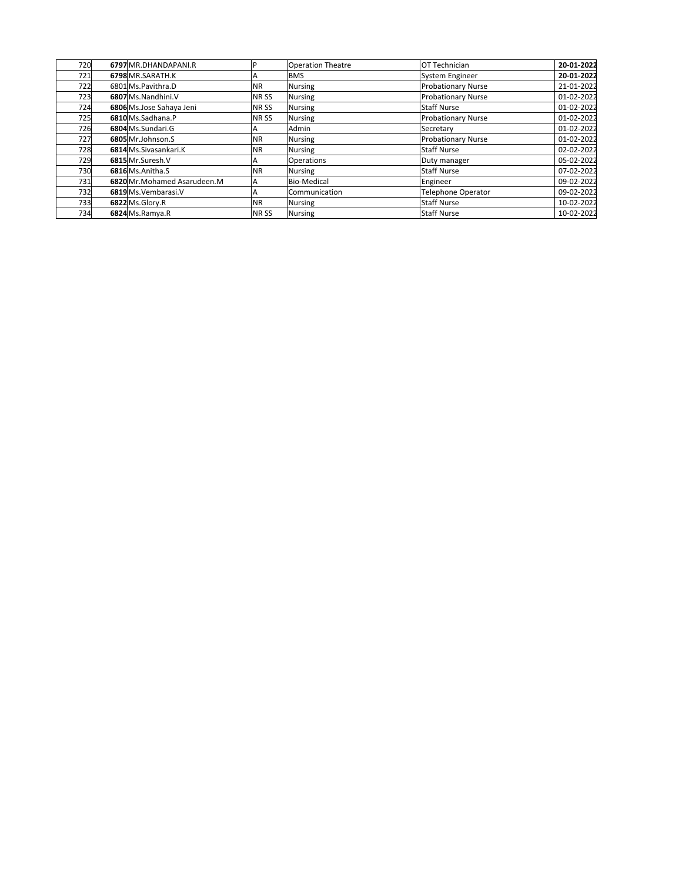| | | | | | | |
|---|---|---|---|---|---|---|
| 720 | **6797** | MR.DHANDAPANI.R | P | Operation Theatre | OT Technician | **20-01-2022** |
| 721 | **6798** | MR.SARATH.K | A | BMS | System Engineer | **20-01-2022** |
| 722 | 6801 | Ms.Pavithra.D | NR | Nursing | Probationary Nurse | 21-01-2022 |
| 723 | **6807** | Ms.Nandhini.V | NR SS | Nursing | Probationary Nurse | 01-02-2022 |
| 724 | **6806** | Ms.Jose Sahaya Jeni | NR SS | Nursing | Staff Nurse | 01-02-2022 |
| 725 | **6810** | Ms.Sadhana.P | NR SS | Nursing | Probationary Nurse | 01-02-2022 |
| 726 | **6804** | Ms.Sundari.G | A | Admin | Secretary | 01-02-2022 |
| 727 | **6805** | Mr.Johnson.S | NR | Nursing | Probationary Nurse | 01-02-2022 |
| 728 | **6814** | Ms.Sivasankari.K | NR | Nursing | Staff Nurse | 02-02-2022 |
| 729 | **6815** | Mr.Suresh.V | A | Operations | Duty manager | 05-02-2022 |
| 730 | **6816** | Ms.Anitha.S | NR | Nursing | Staff Nurse | 07-02-2022 |
| 731 | **6820** | Mr.Mohamed Asarudeen.M | A | Bio-Medical | Engineer | 09-02-2022 |
| 732 | **6819** | Ms.Vembarasi.V | A | Communication | Telephone Operator | 09-02-2022 |
| 733 | **6822** | Ms.Glory.R | NR | Nursing | Staff Nurse | 10-02-2022 |
| 734 | **6824** | Ms.Ramya.R | NR SS | Nursing | Staff Nurse | 10-02-2022 |